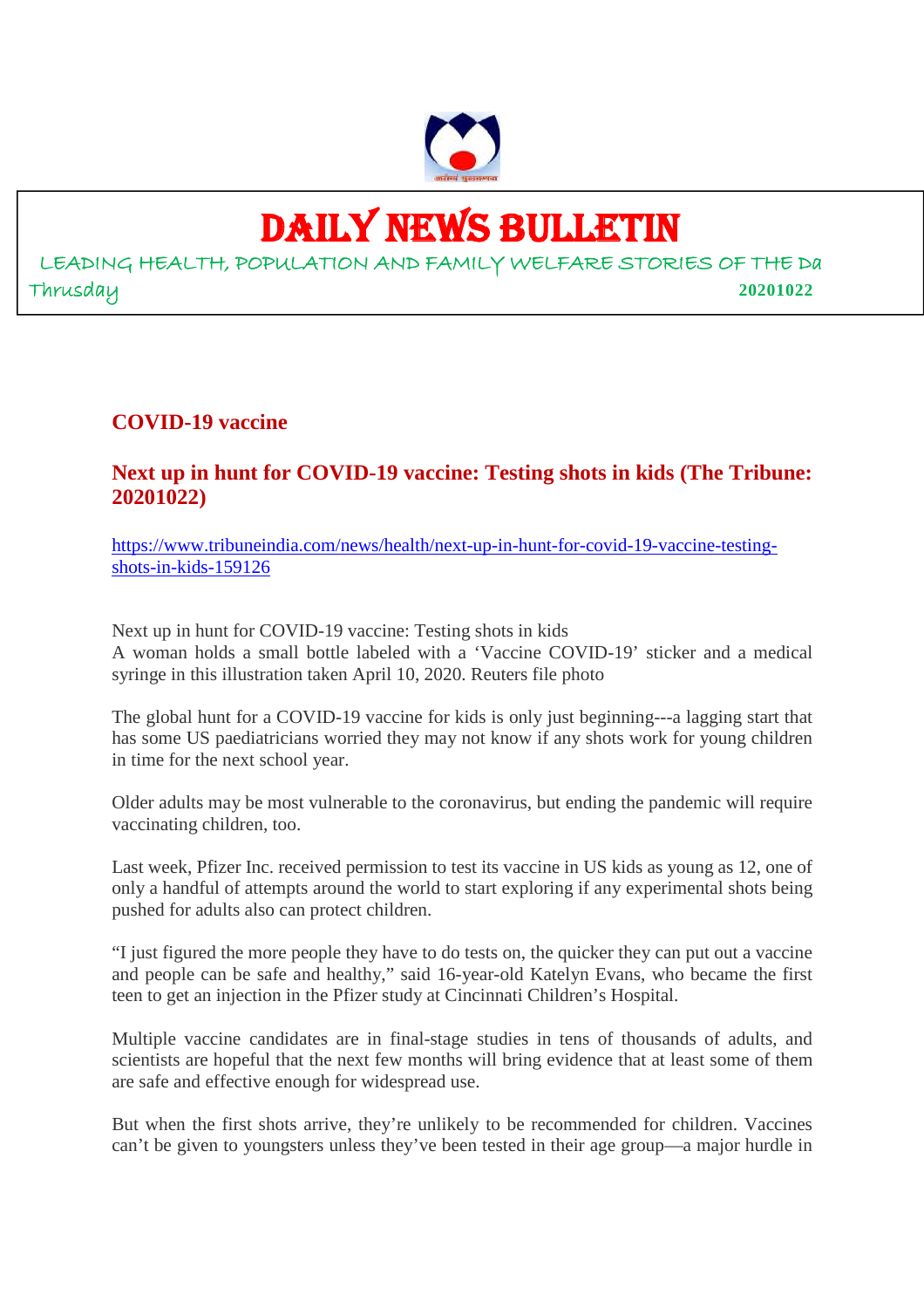# DAILY NEWS BULLETIN

LEADING HEALTH, POPULATION AND FAMILY WELFARE STORIES OF THE Da

Thrusday 20201022

## COVID-19 vaccine

### Next up in hunt for COVID-19 vaccine: Testing shots in kids (The Tribune: 20201022)

https://www.tribuneindia.com/news/health/next-up-in-hunt-for-covid-19-vaccine-testing-shots-in-kids-159126

Next up in hunt for COVID-19 vaccine: Testing shots in kids

A woman holds a small bottle labeled with a 'Vaccine COVID-19' sticker and a medical syringe in this illustration taken April 10, 2020. Reuters file photo

The global hunt for a COVID-19 vaccine for kids is only just beginning---a lagging start that has some US paediatricians worried they may not know if any shots work for young children in time for the next school year.

Older adults may be most vulnerable to the coronavirus, but ending the pandemic will require vaccinating children, too.

Last week, Pfizer Inc. received permission to test its vaccine in US kids as young as 12, one of only a handful of attempts around the world to start exploring if any experimental shots being pushed for adults also can protect children.

"I just figured the more people they have to do tests on, the quicker they can put out a vaccine and people can be safe and healthy," said 16-year-old Katelyn Evans, who became the first teen to get an injection in the Pfizer study at Cincinnati Children's Hospital.

Multiple vaccine candidates are in final-stage studies in tens of thousands of adults, and scientists are hopeful that the next few months will bring evidence that at least some of them are safe and effective enough for widespread use.

But when the first shots arrive, they're unlikely to be recommended for children. Vaccines can't be given to youngsters unless they've been tested in their age group—a major hurdle in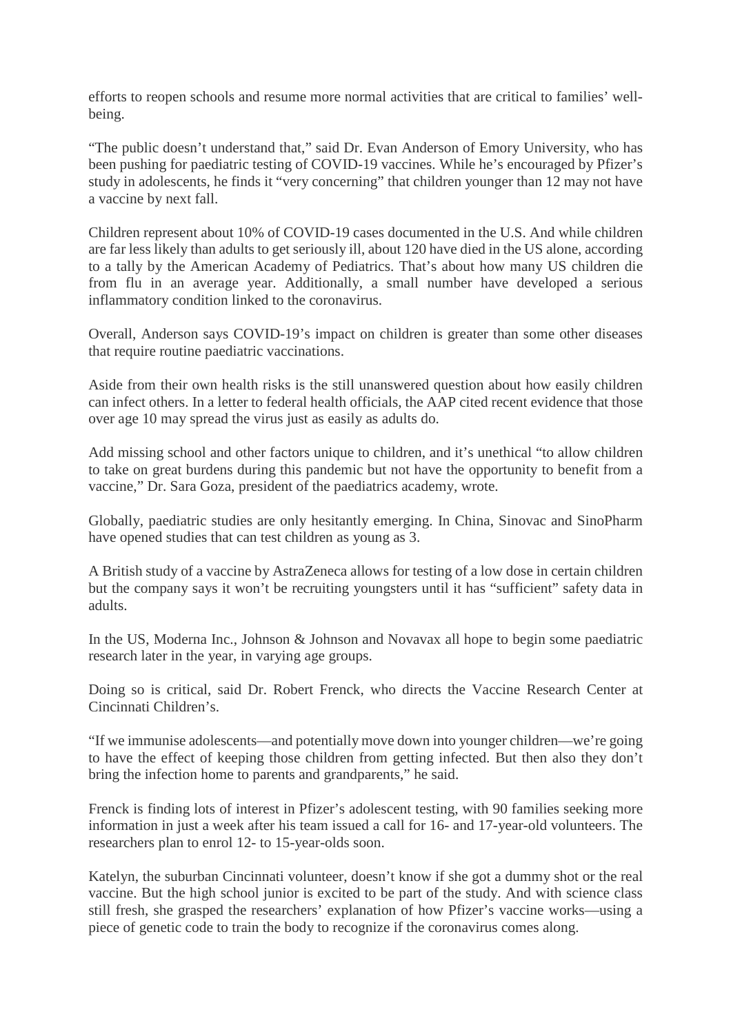efforts to reopen schools and resume more normal activities that are critical to families' well-being.

"The public doesn't understand that," said Dr. Evan Anderson of Emory University, who has been pushing for paediatric testing of COVID-19 vaccines. While he's encouraged by Pfizer's study in adolescents, he finds it "very concerning" that children younger than 12 may not have a vaccine by next fall.

Children represent about 10% of COVID-19 cases documented in the U.S. And while children are far less likely than adults to get seriously ill, about 120 have died in the US alone, according to a tally by the American Academy of Pediatrics. That's about how many US children die from flu in an average year. Additionally, a small number have developed a serious inflammatory condition linked to the coronavirus.

Overall, Anderson says COVID-19's impact on children is greater than some other diseases that require routine paediatric vaccinations.

Aside from their own health risks is the still unanswered question about how easily children can infect others. In a letter to federal health officials, the AAP cited recent evidence that those over age 10 may spread the virus just as easily as adults do.

Add missing school and other factors unique to children, and it's unethical "to allow children to take on great burdens during this pandemic but not have the opportunity to benefit from a vaccine," Dr. Sara Goza, president of the paediatrics academy, wrote.

Globally, paediatric studies are only hesitantly emerging. In China, Sinovac and SinoPharm have opened studies that can test children as young as 3.

A British study of a vaccine by AstraZeneca allows for testing of a low dose in certain children but the company says it won't be recruiting youngsters until it has "sufficient" safety data in adults.

In the US, Moderna Inc., Johnson & Johnson and Novavax all hope to begin some paediatric research later in the year, in varying age groups.

Doing so is critical, said Dr. Robert Frenck, who directs the Vaccine Research Center at Cincinnati Children's.

"If we immunise adolescents—and potentially move down into younger children—we're going to have the effect of keeping those children from getting infected. But then also they don't bring the infection home to parents and grandparents," he said.

Frenck is finding lots of interest in Pfizer's adolescent testing, with 90 families seeking more information in just a week after his team issued a call for 16- and 17-year-old volunteers. The researchers plan to enrol 12- to 15-year-olds soon.

Katelyn, the suburban Cincinnati volunteer, doesn't know if she got a dummy shot or the real vaccine. But the high school junior is excited to be part of the study. And with science class still fresh, she grasped the researchers' explanation of how Pfizer's vaccine works—using a piece of genetic code to train the body to recognize if the coronavirus comes along.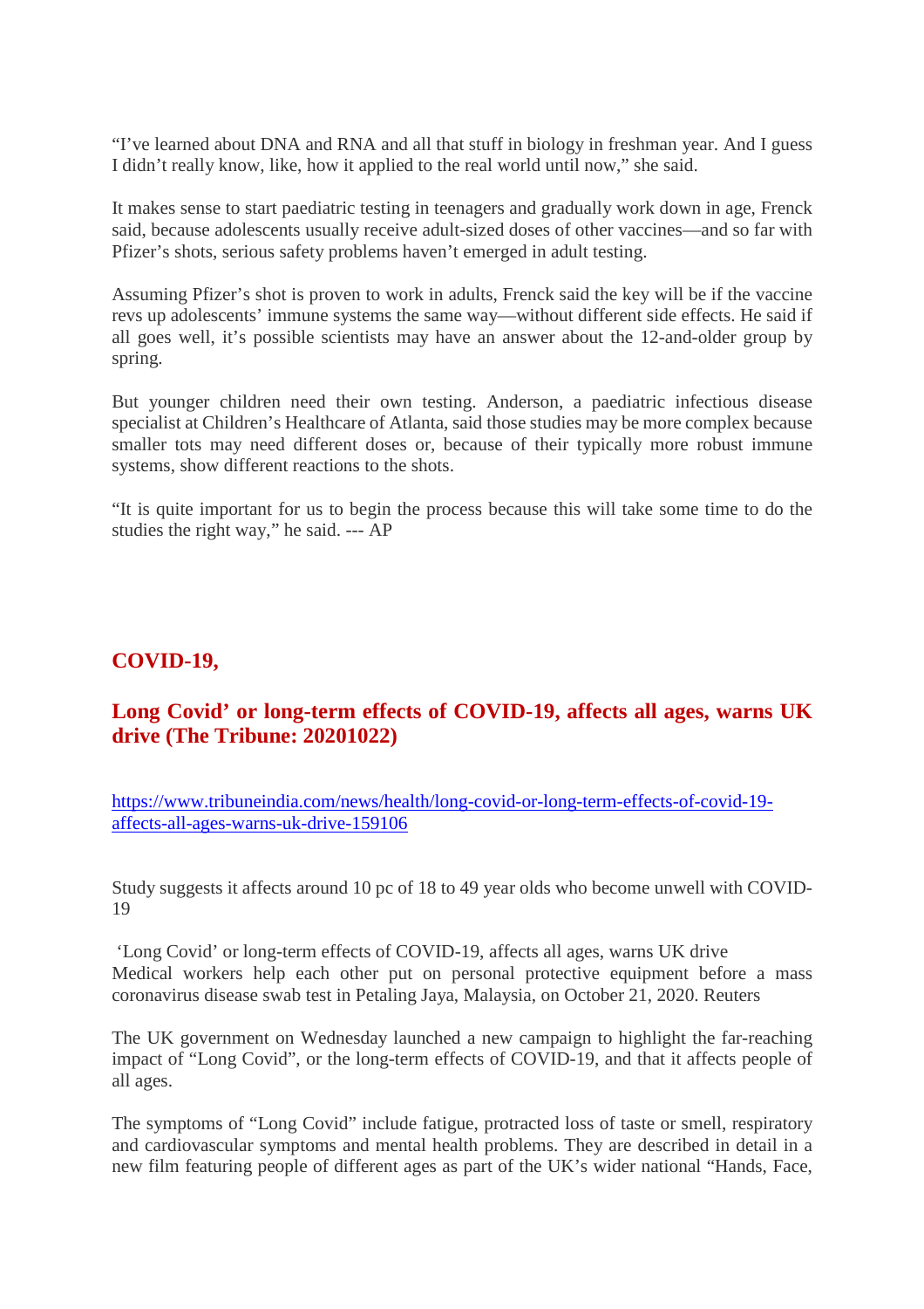"I've learned about DNA and RNA and all that stuff in biology in freshman year. And I guess I didn't really know, like, how it applied to the real world until now," she said.

It makes sense to start paediatric testing in teenagers and gradually work down in age, Frenck said, because adolescents usually receive adult-sized doses of other vaccines—and so far with Pfizer's shots, serious safety problems haven't emerged in adult testing.

Assuming Pfizer's shot is proven to work in adults, Frenck said the key will be if the vaccine revs up adolescents' immune systems the same way—without different side effects. He said if all goes well, it's possible scientists may have an answer about the 12-and-older group by spring.

But younger children need their own testing. Anderson, a paediatric infectious disease specialist at Children's Healthcare of Atlanta, said those studies may be more complex because smaller tots may need different doses or, because of their typically more robust immune systems, show different reactions to the shots.

"It is quite important for us to begin the process because this will take some time to do the studies the right way," he said. --- AP

## COVID-19,

## Long Covid' or long-term effects of COVID-19, affects all ages, warns UK drive (The Tribune: 20201022)

https://www.tribuneindia.com/news/health/long-covid-or-long-term-effects-of-covid-19-affects-all-ages-warns-uk-drive-159106

Study suggests it affects around 10 pc of 18 to 49 year olds who become unwell with COVID-19

'Long Covid' or long-term effects of COVID-19, affects all ages, warns UK drive
Medical workers help each other put on personal protective equipment before a mass coronavirus disease swab test in Petaling Jaya, Malaysia, on October 21, 2020. Reuters

The UK government on Wednesday launched a new campaign to highlight the far-reaching impact of "Long Covid", or the long-term effects of COVID-19, and that it affects people of all ages.

The symptoms of "Long Covid" include fatigue, protracted loss of taste or smell, respiratory and cardiovascular symptoms and mental health problems. They are described in detail in a new film featuring people of different ages as part of the UK's wider national "Hands, Face,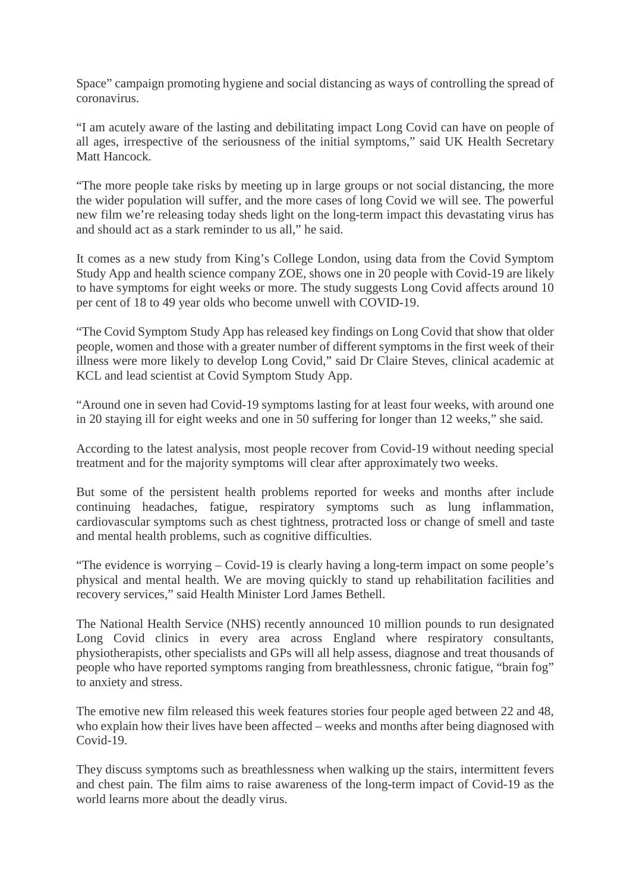Space" campaign promoting hygiene and social distancing as ways of controlling the spread of coronavirus.

"I am acutely aware of the lasting and debilitating impact Long Covid can have on people of all ages, irrespective of the seriousness of the initial symptoms," said UK Health Secretary Matt Hancock.

"The more people take risks by meeting up in large groups or not social distancing, the more the wider population will suffer, and the more cases of long Covid we will see. The powerful new film we're releasing today sheds light on the long-term impact this devastating virus has and should act as a stark reminder to us all," he said.

It comes as a new study from King's College London, using data from the Covid Symptom Study App and health science company ZOE, shows one in 20 people with Covid-19 are likely to have symptoms for eight weeks or more. The study suggests Long Covid affects around 10 per cent of 18 to 49 year olds who become unwell with COVID-19.

"The Covid Symptom Study App has released key findings on Long Covid that show that older people, women and those with a greater number of different symptoms in the first week of their illness were more likely to develop Long Covid," said Dr Claire Steves, clinical academic at KCL and lead scientist at Covid Symptom Study App.

"Around one in seven had Covid-19 symptoms lasting for at least four weeks, with around one in 20 staying ill for eight weeks and one in 50 suffering for longer than 12 weeks," she said.

According to the latest analysis, most people recover from Covid-19 without needing special treatment and for the majority symptoms will clear after approximately two weeks.

But some of the persistent health problems reported for weeks and months after include continuing headaches, fatigue, respiratory symptoms such as lung inflammation, cardiovascular symptoms such as chest tightness, protracted loss or change of smell and taste and mental health problems, such as cognitive difficulties.

"The evidence is worrying – Covid-19 is clearly having a long-term impact on some people's physical and mental health. We are moving quickly to stand up rehabilitation facilities and recovery services," said Health Minister Lord James Bethell.

The National Health Service (NHS) recently announced 10 million pounds to run designated Long Covid clinics in every area across England where respiratory consultants, physiotherapists, other specialists and GPs will all help assess, diagnose and treat thousands of people who have reported symptoms ranging from breathlessness, chronic fatigue, "brain fog" to anxiety and stress.

The emotive new film released this week features stories four people aged between 22 and 48, who explain how their lives have been affected – weeks and months after being diagnosed with Covid-19.

They discuss symptoms such as breathlessness when walking up the stairs, intermittent fevers and chest pain. The film aims to raise awareness of the long-term impact of Covid-19 as the world learns more about the deadly virus.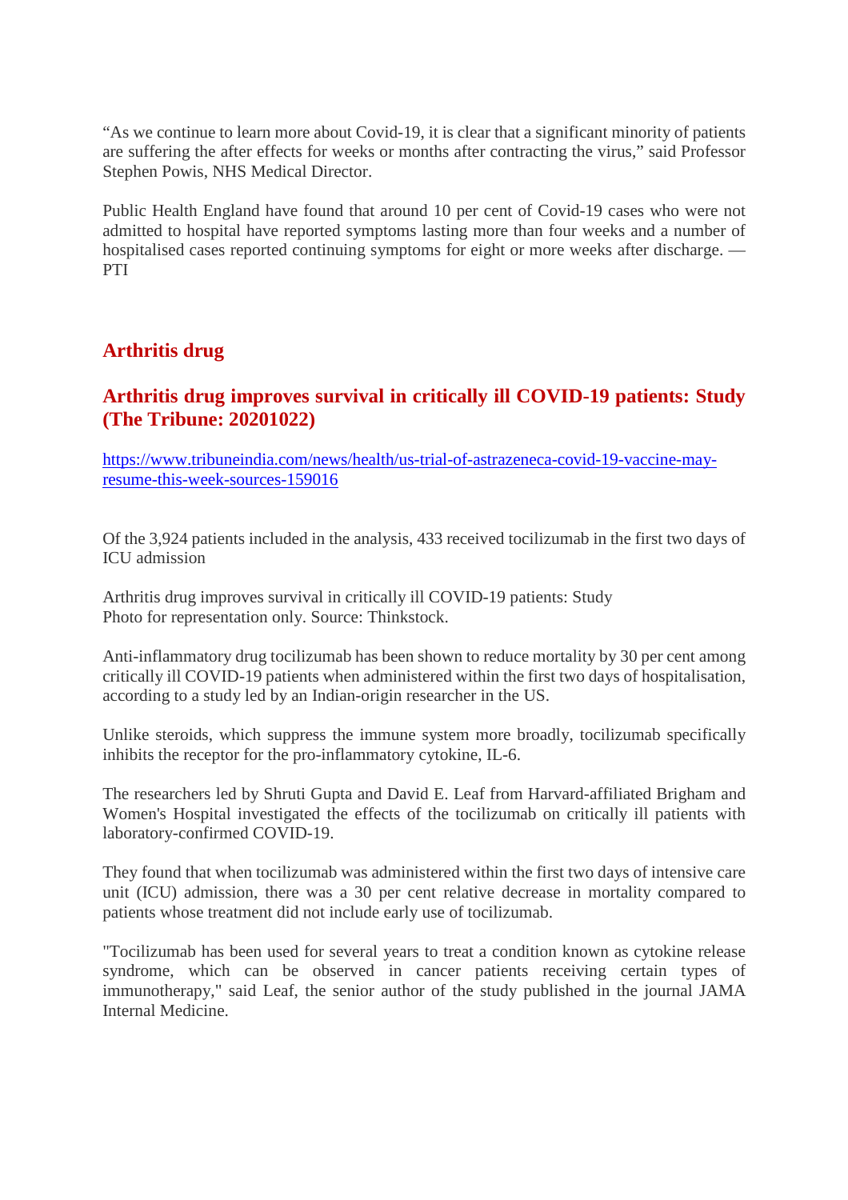"As we continue to learn more about Covid-19, it is clear that a significant minority of patients are suffering the after effects for weeks or months after contracting the virus," said Professor Stephen Powis, NHS Medical Director.

Public Health England have found that around 10 per cent of Covid-19 cases who were not admitted to hospital have reported symptoms lasting more than four weeks and a number of hospitalised cases reported continuing symptoms for eight or more weeks after discharge. — PTI

## Arthritis drug

### Arthritis drug improves survival in critically ill COVID-19 patients: Study (The Tribune: 20201022)

https://www.tribuneindia.com/news/health/us-trial-of-astrazeneca-covid-19-vaccine-may-resume-this-week-sources-159016

Of the 3,924 patients included in the analysis, 433 received tocilizumab in the first two days of ICU admission

Arthritis drug improves survival in critically ill COVID-19 patients: Study
Photo for representation only. Source: Thinkstock.

Anti-inflammatory drug tocilizumab has been shown to reduce mortality by 30 per cent among critically ill COVID-19 patients when administered within the first two days of hospitalisation, according to a study led by an Indian-origin researcher in the US.

Unlike steroids, which suppress the immune system more broadly, tocilizumab specifically inhibits the receptor for the pro-inflammatory cytokine, IL-6.

The researchers led by Shruti Gupta and David E. Leaf from Harvard-affiliated Brigham and Women's Hospital investigated the effects of the tocilizumab on critically ill patients with laboratory-confirmed COVID-19.

They found that when tocilizumab was administered within the first two days of intensive care unit (ICU) admission, there was a 30 per cent relative decrease in mortality compared to patients whose treatment did not include early use of tocilizumab.

"Tocilizumab has been used for several years to treat a condition known as cytokine release syndrome, which can be observed in cancer patients receiving certain types of immunotherapy," said Leaf, the senior author of the study published in the journal JAMA Internal Medicine.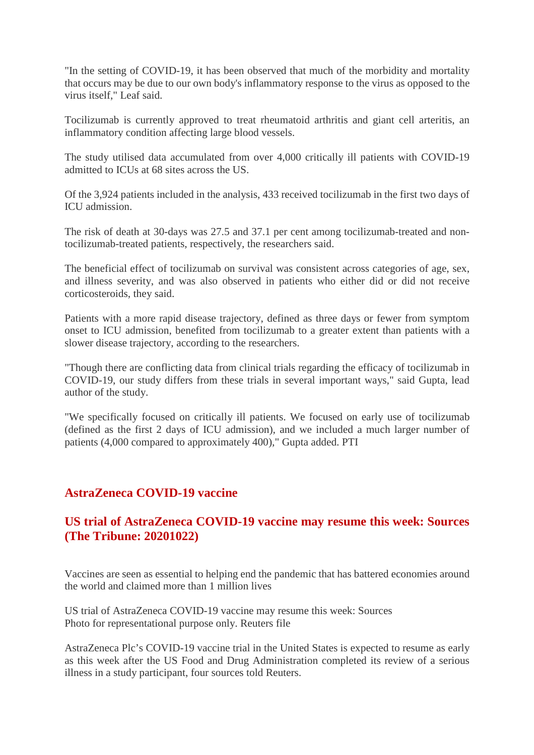"In the setting of COVID-19, it has been observed that much of the morbidity and mortality that occurs may be due to our own body's inflammatory response to the virus as opposed to the virus itself," Leaf said.

Tocilizumab is currently approved to treat rheumatoid arthritis and giant cell arteritis, an inflammatory condition affecting large blood vessels.

The study utilised data accumulated from over 4,000 critically ill patients with COVID-19 admitted to ICUs at 68 sites across the US.

Of the 3,924 patients included in the analysis, 433 received tocilizumab in the first two days of ICU admission.

The risk of death at 30-days was 27.5 and 37.1 per cent among tocilizumab-treated and non-tocilizumab-treated patients, respectively, the researchers said.

The beneficial effect of tocilizumab on survival was consistent across categories of age, sex, and illness severity, and was also observed in patients who either did or did not receive corticosteroids, they said.

Patients with a more rapid disease trajectory, defined as three days or fewer from symptom onset to ICU admission, benefited from tocilizumab to a greater extent than patients with a slower disease trajectory, according to the researchers.

"Though there are conflicting data from clinical trials regarding the efficacy of tocilizumab in COVID-19, our study differs from these trials in several important ways," said Gupta, lead author of the study.

"We specifically focused on critically ill patients. We focused on early use of tocilizumab (defined as the first 2 days of ICU admission), and we included a much larger number of patients (4,000 compared to approximately 400)," Gupta added. PTI

## AstraZeneca COVID-19 vaccine

## US trial of AstraZeneca COVID-19 vaccine may resume this week: Sources (The Tribune: 20201022)

Vaccines are seen as essential to helping end the pandemic that has battered economies around the world and claimed more than 1 million lives

US trial of AstraZeneca COVID-19 vaccine may resume this week: Sources
Photo for representational purpose only. Reuters file

AstraZeneca Plc's COVID-19 vaccine trial in the United States is expected to resume as early as this week after the US Food and Drug Administration completed its review of a serious illness in a study participant, four sources told Reuters.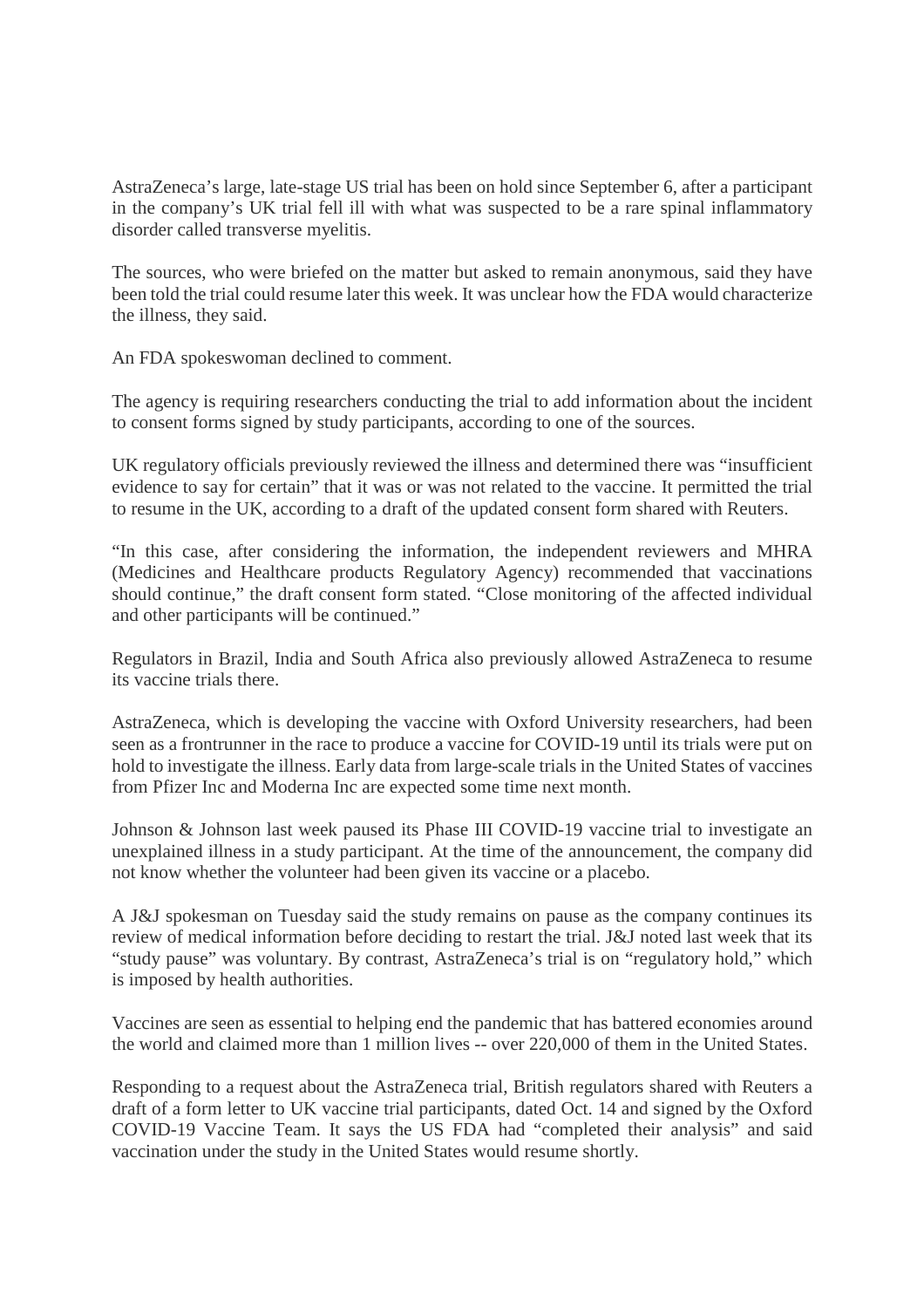AstraZeneca’s large, late-stage US trial has been on hold since September 6, after a participant in the company’s UK trial fell ill with what was suspected to be a rare spinal inflammatory disorder called transverse myelitis.

The sources, who were briefed on the matter but asked to remain anonymous, said they have been told the trial could resume later this week. It was unclear how the FDA would characterize the illness, they said.

An FDA spokeswoman declined to comment.

The agency is requiring researchers conducting the trial to add information about the incident to consent forms signed by study participants, according to one of the sources.

UK regulatory officials previously reviewed the illness and determined there was “insufficient evidence to say for certain” that it was or was not related to the vaccine. It permitted the trial to resume in the UK, according to a draft of the updated consent form shared with Reuters.

“In this case, after considering the information, the independent reviewers and MHRA (Medicines and Healthcare products Regulatory Agency) recommended that vaccinations should continue,” the draft consent form stated. “Close monitoring of the affected individual and other participants will be continued.”

Regulators in Brazil, India and South Africa also previously allowed AstraZeneca to resume its vaccine trials there.

AstraZeneca, which is developing the vaccine with Oxford University researchers, had been seen as a frontrunner in the race to produce a vaccine for COVID-19 until its trials were put on hold to investigate the illness. Early data from large-scale trials in the United States of vaccines from Pfizer Inc and Moderna Inc are expected some time next month.

Johnson & Johnson last week paused its Phase III COVID-19 vaccine trial to investigate an unexplained illness in a study participant. At the time of the announcement, the company did not know whether the volunteer had been given its vaccine or a placebo.

A J&J spokesman on Tuesday said the study remains on pause as the company continues its review of medical information before deciding to restart the trial. J&J noted last week that its “study pause” was voluntary. By contrast, AstraZeneca’s trial is on “regulatory hold,” which is imposed by health authorities.

Vaccines are seen as essential to helping end the pandemic that has battered economies around the world and claimed more than 1 million lives -- over 220,000 of them in the United States.

Responding to a request about the AstraZeneca trial, British regulators shared with Reuters a draft of a form letter to UK vaccine trial participants, dated Oct. 14 and signed by the Oxford COVID-19 Vaccine Team. It says the US FDA had “completed their analysis” and said vaccination under the study in the United States would resume shortly.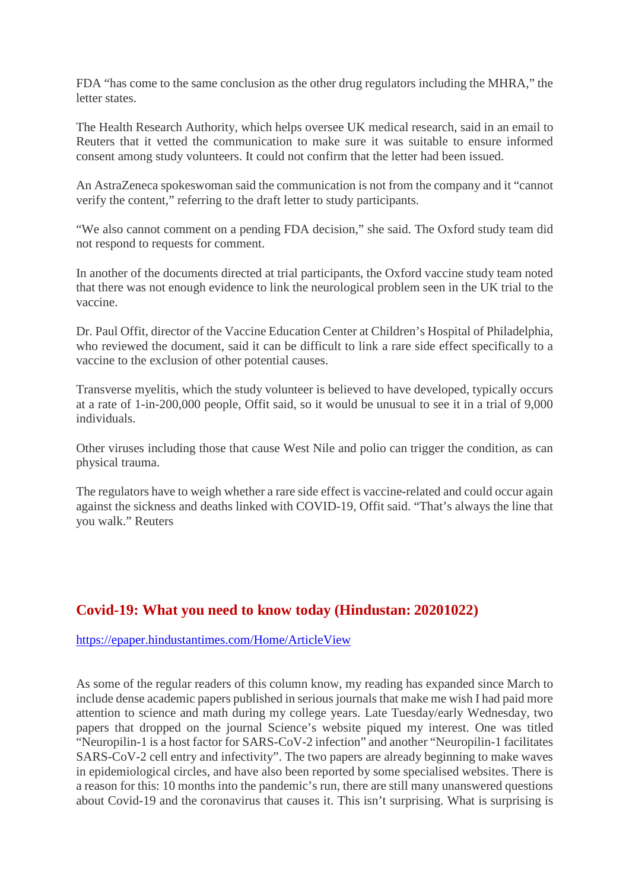FDA "has come to the same conclusion as the other drug regulators including the MHRA," the letter states.

The Health Research Authority, which helps oversee UK medical research, said in an email to Reuters that it vetted the communication to make sure it was suitable to ensure informed consent among study volunteers. It could not confirm that the letter had been issued.

An AstraZeneca spokeswoman said the communication is not from the company and it "cannot verify the content," referring to the draft letter to study participants.

"We also cannot comment on a pending FDA decision," she said. The Oxford study team did not respond to requests for comment.

In another of the documents directed at trial participants, the Oxford vaccine study team noted that there was not enough evidence to link the neurological problem seen in the UK trial to the vaccine.

Dr. Paul Offit, director of the Vaccine Education Center at Children's Hospital of Philadelphia, who reviewed the document, said it can be difficult to link a rare side effect specifically to a vaccine to the exclusion of other potential causes.

Transverse myelitis, which the study volunteer is believed to have developed, typically occurs at a rate of 1-in-200,000 people, Offit said, so it would be unusual to see it in a trial of 9,000 individuals.

Other viruses including those that cause West Nile and polio can trigger the condition, as can physical trauma.

The regulators have to weigh whether a rare side effect is vaccine-related and could occur again against the sickness and deaths linked with COVID-19, Offit said. "That's always the line that you walk." Reuters

## Covid-19: What you need to know today (Hindustan: 20201022)

https://epaper.hindustantimes.com/Home/ArticleView

As some of the regular readers of this column know, my reading has expanded since March to include dense academic papers published in serious journals that make me wish I had paid more attention to science and math during my college years. Late Tuesday/early Wednesday, two papers that dropped on the journal Science's website piqued my interest. One was titled "Neuropilin-1 is a host factor for SARS-CoV-2 infection" and another "Neuropilin-1 facilitates SARS-CoV-2 cell entry and infectivity". The two papers are already beginning to make waves in epidemiological circles, and have also been reported by some specialised websites. There is a reason for this: 10 months into the pandemic's run, there are still many unanswered questions about Covid-19 and the coronavirus that causes it. This isn't surprising. What is surprising is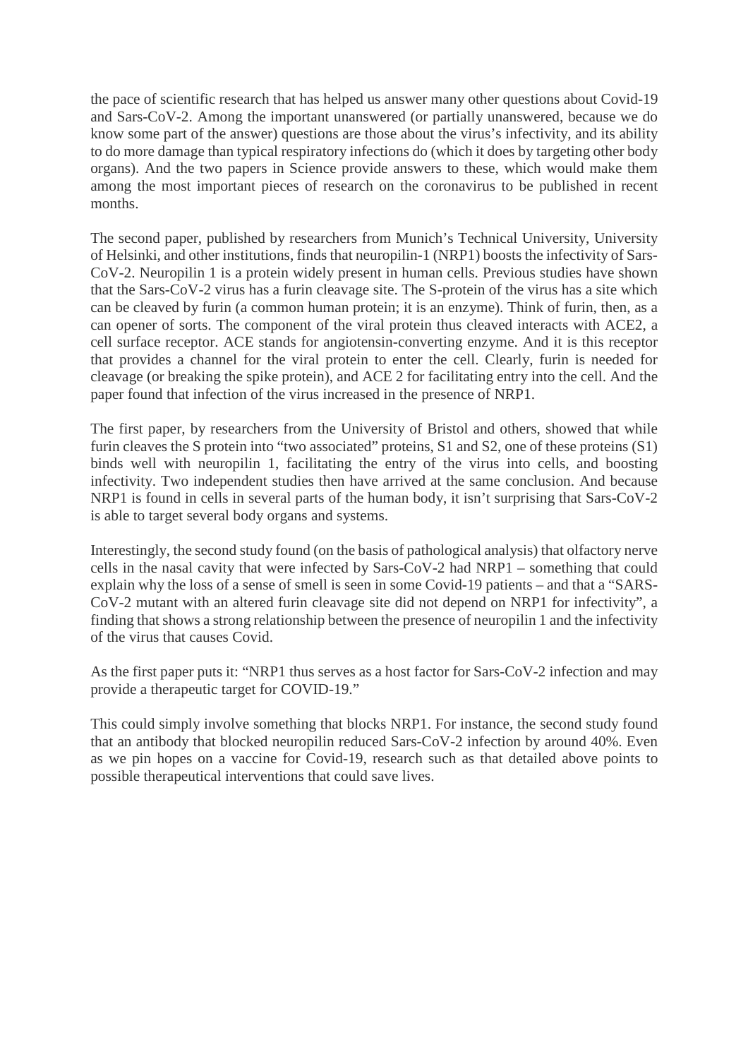the pace of scientific research that has helped us answer many other questions about Covid-19 and Sars-CoV-2. Among the important unanswered (or partially unanswered, because we do know some part of the answer) questions are those about the virus's infectivity, and its ability to do more damage than typical respiratory infections do (which it does by targeting other body organs). And the two papers in Science provide answers to these, which would make them among the most important pieces of research on the coronavirus to be published in recent months.

The second paper, published by researchers from Munich's Technical University, University of Helsinki, and other institutions, finds that neuropilin-1 (NRP1) boosts the infectivity of Sars-CoV-2. Neuropilin 1 is a protein widely present in human cells. Previous studies have shown that the Sars-CoV-2 virus has a furin cleavage site. The S-protein of the virus has a site which can be cleaved by furin (a common human protein; it is an enzyme). Think of furin, then, as a can opener of sorts. The component of the viral protein thus cleaved interacts with ACE2, a cell surface receptor. ACE stands for angiotensin-converting enzyme. And it is this receptor that provides a channel for the viral protein to enter the cell. Clearly, furin is needed for cleavage (or breaking the spike protein), and ACE 2 for facilitating entry into the cell. And the paper found that infection of the virus increased in the presence of NRP1.

The first paper, by researchers from the University of Bristol and others, showed that while furin cleaves the S protein into "two associated" proteins, S1 and S2, one of these proteins (S1) binds well with neuropilin 1, facilitating the entry of the virus into cells, and boosting infectivity. Two independent studies then have arrived at the same conclusion. And because NRP1 is found in cells in several parts of the human body, it isn't surprising that Sars-CoV-2 is able to target several body organs and systems.

Interestingly, the second study found (on the basis of pathological analysis) that olfactory nerve cells in the nasal cavity that were infected by Sars-CoV-2 had NRP1 – something that could explain why the loss of a sense of smell is seen in some Covid-19 patients – and that a "SARS-CoV-2 mutant with an altered furin cleavage site did not depend on NRP1 for infectivity", a finding that shows a strong relationship between the presence of neuropilin 1 and the infectivity of the virus that causes Covid.

As the first paper puts it: "NRP1 thus serves as a host factor for Sars-CoV-2 infection and may provide a therapeutic target for COVID-19."

This could simply involve something that blocks NRP1. For instance, the second study found that an antibody that blocked neuropilin reduced Sars-CoV-2 infection by around 40%. Even as we pin hopes on a vaccine for Covid-19, research such as that detailed above points to possible therapeutical interventions that could save lives.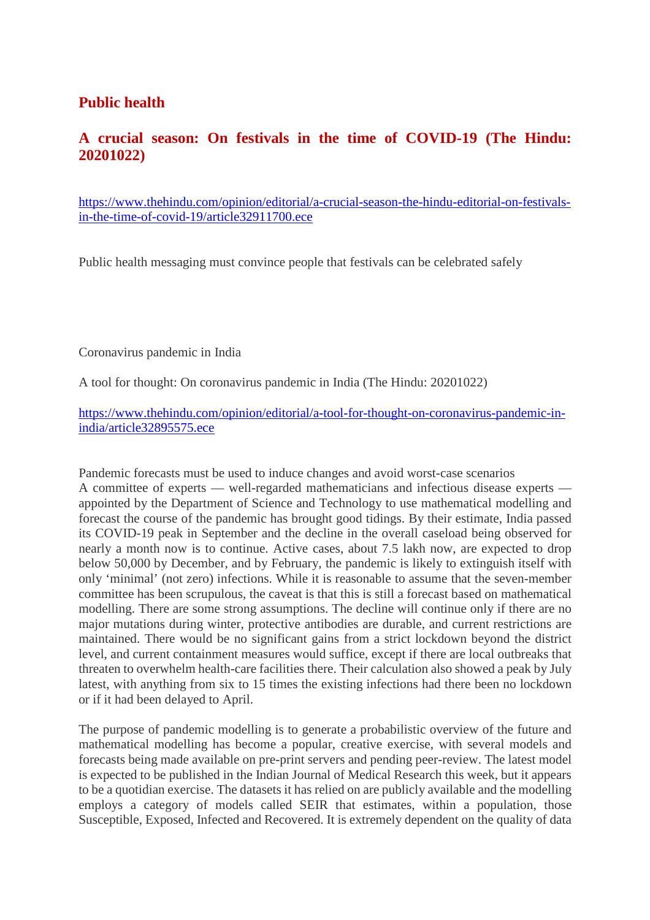## Public health

### A crucial season: On festivals in the time of COVID-19 (The Hindu: 20201022)

https://www.thehindu.com/opinion/editorial/a-crucial-season-the-hindu-editorial-on-festivals-in-the-time-of-covid-19/article32911700.ece

Public health messaging must convince people that festivals can be celebrated safely

Coronavirus pandemic in India

A tool for thought: On coronavirus pandemic in India (The Hindu: 20201022)

https://www.thehindu.com/opinion/editorial/a-tool-for-thought-on-coronavirus-pandemic-in-india/article32895575.ece

Pandemic forecasts must be used to induce changes and avoid worst-case scenarios

A committee of experts — well-regarded mathematicians and infectious disease experts — appointed by the Department of Science and Technology to use mathematical modelling and forecast the course of the pandemic has brought good tidings. By their estimate, India passed its COVID-19 peak in September and the decline in the overall caseload being observed for nearly a month now is to continue. Active cases, about 7.5 lakh now, are expected to drop below 50,000 by December, and by February, the pandemic is likely to extinguish itself with only 'minimal' (not zero) infections. While it is reasonable to assume that the seven-member committee has been scrupulous, the caveat is that this is still a forecast based on mathematical modelling. There are some strong assumptions. The decline will continue only if there are no major mutations during winter, protective antibodies are durable, and current restrictions are maintained. There would be no significant gains from a strict lockdown beyond the district level, and current containment measures would suffice, except if there are local outbreaks that threaten to overwhelm health-care facilities there. Their calculation also showed a peak by July latest, with anything from six to 15 times the existing infections had there been no lockdown or if it had been delayed to April.

The purpose of pandemic modelling is to generate a probabilistic overview of the future and mathematical modelling has become a popular, creative exercise, with several models and forecasts being made available on pre-print servers and pending peer-review. The latest model is expected to be published in the Indian Journal of Medical Research this week, but it appears to be a quotidian exercise. The datasets it has relied on are publicly available and the modelling employs a category of models called SEIR that estimates, within a population, those Susceptible, Exposed, Infected and Recovered. It is extremely dependent on the quality of data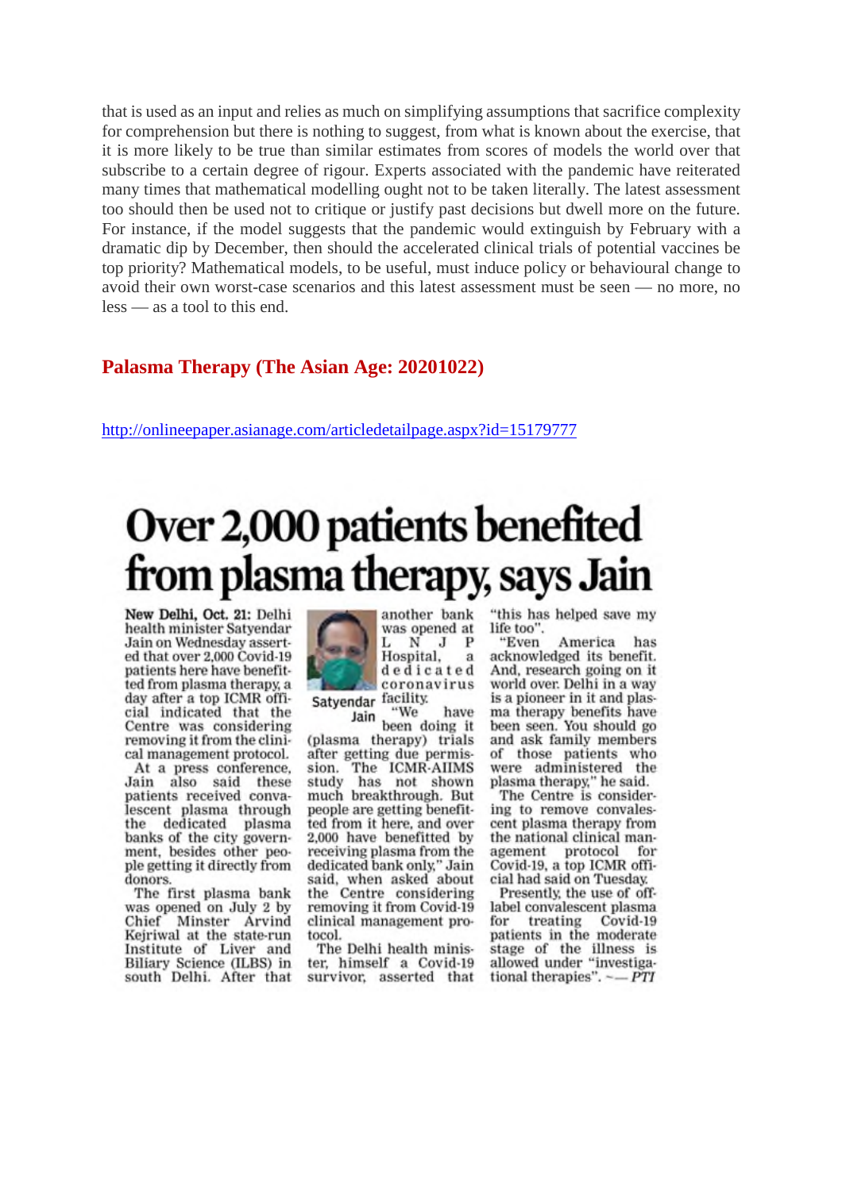that is used as an input and relies as much on simplifying assumptions that sacrifice complexity for comprehension but there is nothing to suggest, from what is known about the exercise, that it is more likely to be true than similar estimates from scores of models the world over that subscribe to a certain degree of rigour. Experts associated with the pandemic have reiterated many times that mathematical modelling ought not to be taken literally. The latest assessment too should then be used not to critique or justify past decisions but dwell more on the future. For instance, if the model suggests that the pandemic would extinguish by February with a dramatic dip by December, then should the accelerated clinical trials of potential vaccines be top priority? Mathematical models, to be useful, must induce policy or behavioural change to avoid their own worst-case scenarios and this latest assessment must be seen — no more, no less — as a tool to this end.

## Palasma Therapy (The Asian Age: 20201022)

http://onlineepaper.asianage.com/articledetailpage.aspx?id=15179777

# Over 2,000 patients benefited from plasma therapy, says Jain

**New Delhi, Oct. 21:** Delhi health minister Satyendar Jain on Wednesday asserted that over 2,000 Covid-19 patients here have benefitted from plasma therapy, a day after a top ICMR official indicated that the Centre was considering removing it from the clinical management protocol.

At a press conference, Jain also said these patients received convalescent plasma through the dedicated plasma banks of the city government, besides other people getting it directly from donors.

The first plasma bank was opened on July 2 by Chief Minster Arvind Kejriwal at the state-run Institute of Liver and Biliary Science (ILBS) in south Delhi. After that another bank was opened at L N J P Hospital, a dedicated coronavirus facility.

Satyendar Jain

"We have been doing it (plasma therapy) trials after getting due permission. The ICMR-AIIMS study has not shown much breakthrough. But people are getting benefitted from it here, and over 2,000 have benefitted by receiving plasma from the dedicated bank only," Jain said, when asked about the Centre considering removing it from Covid-19 clinical management protocol.

The Delhi health minister, himself a Covid-19 survivor, asserted that "this has helped save my life too".

"Even America has acknowledged its benefit. And, research going on it world over. Delhi in a way is a pioneer in it and plasma therapy benefits have been seen. You should go and ask family members of those patients who were administered the plasma therapy," he said.

The Centre is considering to remove convalescent plasma therapy from the national clinical management protocol for Covid-19, a top ICMR official had said on Tuesday.

Presently, the use of off-label convalescent plasma for treating Covid-19 patients in the moderate stage of the illness is allowed under "investigational therapies". — *PTI*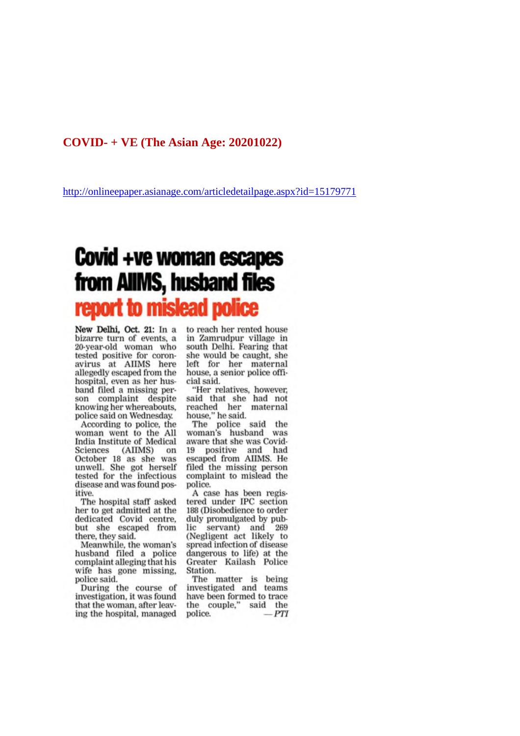**COVID- + VE (The Asian Age: 20201022)**

http://onlineepaper.asianage.com/articledetailpage.aspx?id=15179771

# Covid +ve woman escapes from AIIMS, husband files report to mislead police

**New Delhi, Oct. 21:** In a bizarre turn of events, a 20-year-old woman who tested positive for coronavirus at AIIMS here allegedly escaped from the hospital, even as her husband filed a missing person complaint despite knowing her whereabouts, police said on Wednesday.

According to police, the woman went to the All India Institute of Medical Sciences (AIIMS) on October 18 as she was unwell. She got herself tested for the infectious disease and was found positive.

The hospital staff asked her to get admitted at the dedicated Covid centre, but she escaped from there, they said.

Meanwhile, the woman's husband filed a police complaint alleging that his wife has gone missing, police said.

During the course of investigation, it was found that the woman, after leaving the hospital, managed to reach her rented house in Zamrudpur village in south Delhi. Fearing that she would be caught, she left for her maternal house, a senior police official said.

"Her relatives, however, said that she had not reached her maternal house," he said.

The police said the woman's husband was aware that she was Covid-19 positive and had escaped from AIIMS. He filed the missing person complaint to mislead the police.

A case has been registered under IPC section 188 (Disobedience to order duly promulgated by public servant) and 269 (Negligent act likely to spread infection of disease dangerous to life) at the Greater Kailash Police Station.

The matter is being investigated and teams have been formed to trace the couple," said the police.

— *PTI*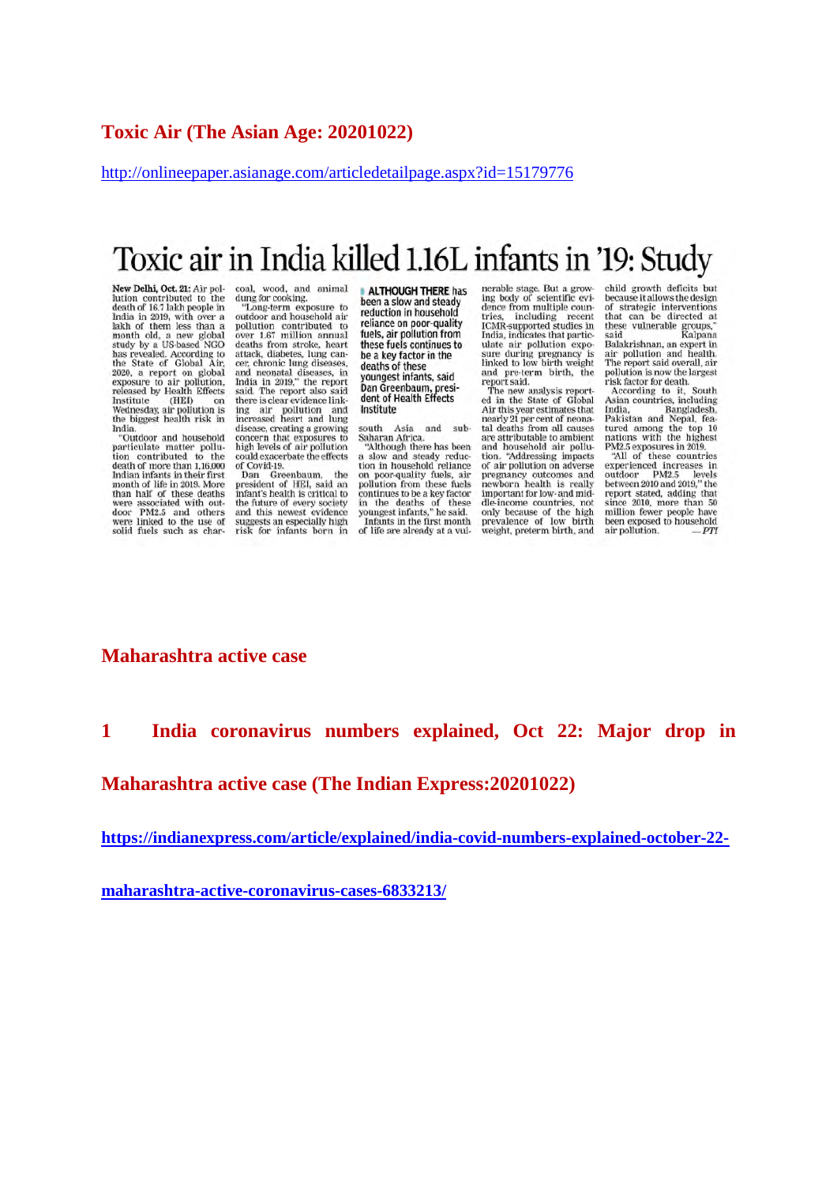## Toxic Air (The Asian Age: 20201022)

http://onlineepaper.asianage.com/articledetailpage.aspx?id=15179776

# Toxic air in India killed 1.16L infants in '19: Study

**New Delhi, Oct. 21:** Air pollution contributed to the death of 16.7 lakh people in India in 2019, with over a lakh of them less than a month old, a new global study by a US-based NGO has revealed. According to the State of Global Air, 2020, a report on global exposure to air pollution, released by Health Effects Institute (HEI) on Wednesday, air pollution is the biggest health risk in India.

"Outdoor and household particulate matter pollution contributed to the death of more than 1,16,000 Indian infants in their first month of life in 2019. More than half of these deaths were associated with outdoor PM2.5 and others were linked to the use of solid fuels such as charcoal, wood, and animal dung for cooking.

"Long-term exposure to outdoor and household air pollution contributed to over 1.67 million annual deaths from stroke, heart attack, diabetes, lung cancer, chronic lung diseases, and neonatal diseases, in India in 2019," the report said. The report also said there is clear evidence linking air pollution and increased heart and lung disease, creating a growing concern that exposures to high levels of air pollution could exacerbate the effects of Covid-19.

Dan Greenbaum, the president of HEI, said an infant's health is critical to the future of every society and this newest evidence suggests an especially high risk for infants born in south Asia and sub-Saharan Africa.

> **ALTHOUGH THERE** has been a slow and steady reduction in household reliance on poor-quality fuels, air pollution from these fuels continues to be a key factor in the deaths of these youngest infants, said Dan Greenbaum, president of Health Effects Institute

"Although there has been a slow and steady reduction in household reliance on poor-quality fuels, air pollution from these fuels continues to be a key factor in the deaths of these youngest infants," he said.

Infants in the first month of life are already at a vulnerable stage. But a growing body of scientific evidence from multiple countries, including recent ICMR-supported studies in India, indicates that particulate air pollution exposure during pregnancy is linked to low birth weight and pre-term birth, the report said.

The new analysis reported in the State of Global Air this year estimates that nearly 21 per cent of neonatal deaths from all causes are attributable to ambient and household air pollution. "Addressing impacts of air pollution on adverse pregnancy outcomes and newborn health is really important for low- and middle-income countries, not only because of the high prevalence of low birth weight, preterm birth, and child growth deficits but because it allows the design of strategic interventions that can be directed at these vulnerable groups," said Kalpana Balakrishnan, an expert in air pollution and health. The report said overall, air pollution is now the largest risk factor for death.

According to it, South Asian countries, including India, Bangladesh, Pakistan and Nepal, featured among the top 10 nations with the highest PM2.5 exposures in 2019.

"All of these countries experienced increases in outdoor PM2.5 levels between 2010 and 2019," the report stated, adding that since 2010, more than 50 million fewer people have been exposed to household air pollution. —*PTI*

## Maharashtra active case

**1 India coronavirus numbers explained, Oct 22: Major drop in Maharashtra active case (The Indian Express:20201022)**

**https://indianexpress.com/article/explained/india-covid-numbers-explained-october-22-maharashtra-active-coronavirus-cases-6833213/**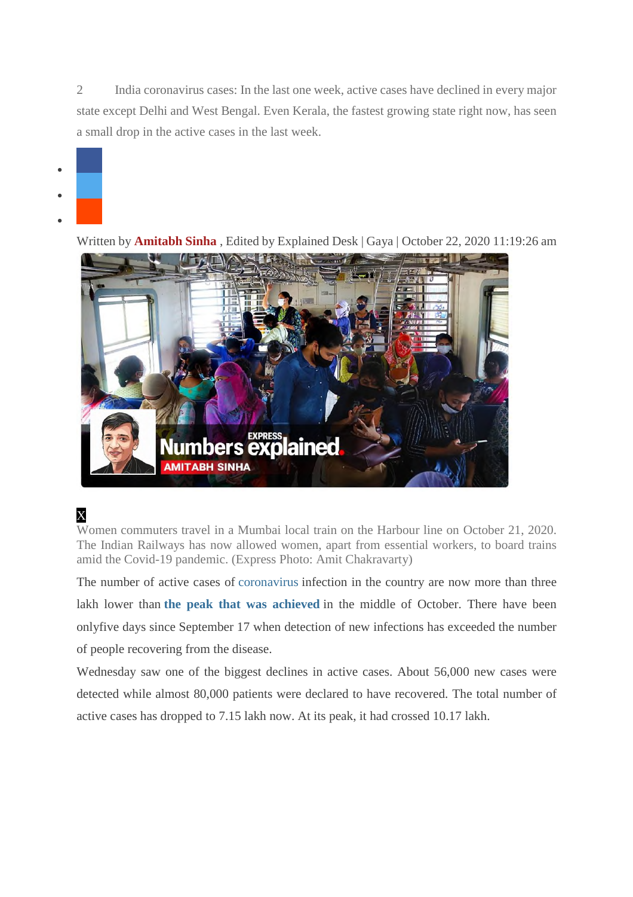2 India coronavirus cases: In the last one week, active cases have declined in every major state except Delhi and West Bengal. Even Kerala, the fastest growing state right now, has seen a small drop in the active cases in the last week.

Written by **Amitabh Sinha** , Edited by Explained Desk | Gaya | October 22, 2020 11:19:26 am

X

Women commuters travel in a Mumbai local train on the Harbour line on October 21, 2020. The Indian Railways has now allowed women, apart from essential workers, to board trains amid the Covid-19 pandemic. (Express Photo: Amit Chakravarty)

The number of active cases of coronavirus infection in the country are now more than three lakh lower than **the peak that was achieved** in the middle of October. There have been onlyfive days since September 17 when detection of new infections has exceeded the number of people recovering from the disease.

Wednesday saw one of the biggest declines in active cases. About 56,000 new cases were detected while almost 80,000 patients were declared to have recovered. The total number of active cases has dropped to 7.15 lakh now. At its peak, it had crossed 10.17 lakh.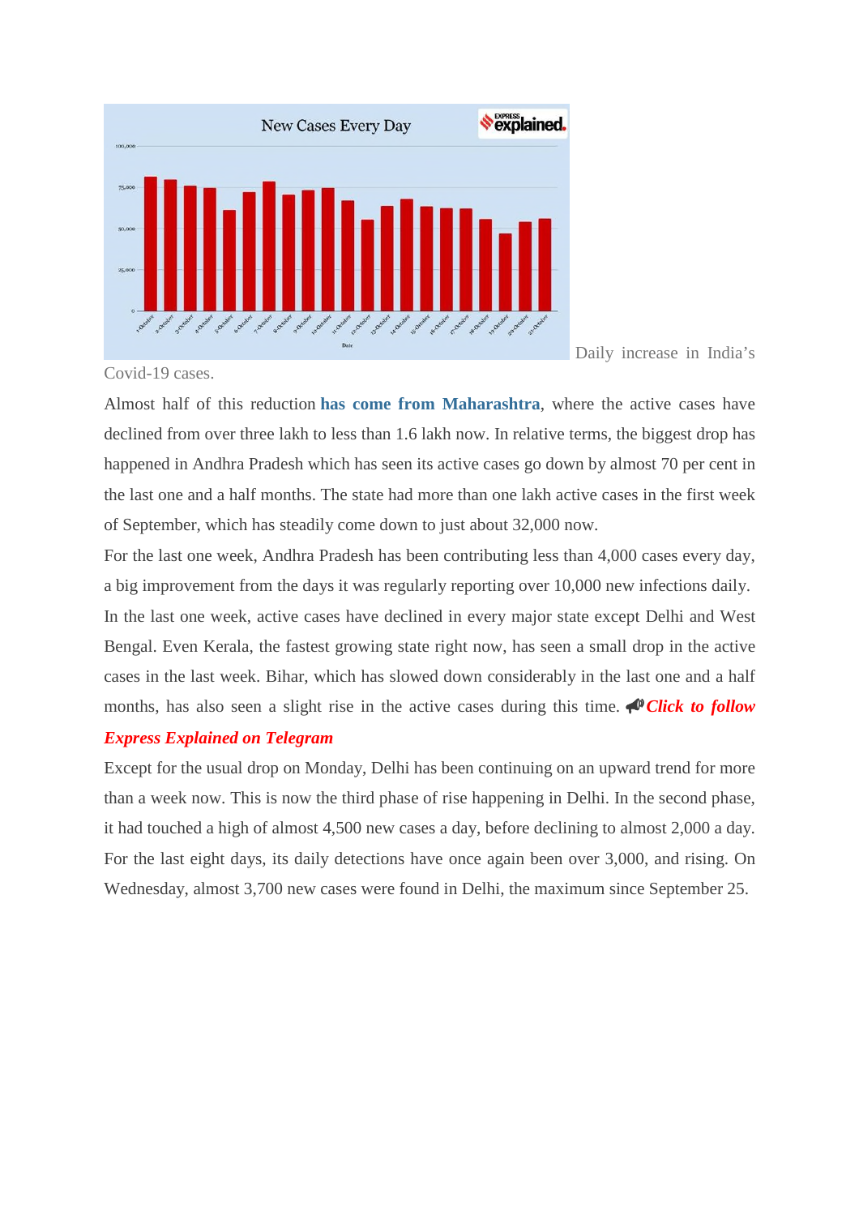Daily increase in India's Covid-19 cases.

Almost half of this reduction **has come from Maharashtra**, where the active cases have declined from over three lakh to less than 1.6 lakh now. In relative terms, the biggest drop has happened in Andhra Pradesh which has seen its active cases go down by almost 70 per cent in the last one and a half months. The state had more than one lakh active cases in the first week of September, which has steadily come down to just about 32,000 now.

For the last one week, Andhra Pradesh has been contributing less than 4,000 cases every day, a big improvement from the days it was regularly reporting over 10,000 new infections daily.

In the last one week, active cases have declined in every major state except Delhi and West Bengal. Even Kerala, the fastest growing state right now, has seen a small drop in the active cases in the last week. Bihar, which has slowed down considerably in the last one and a half months, has also seen a slight rise in the active cases during this time. 📢***Click to follow Express Explained on Telegram***

Except for the usual drop on Monday, Delhi has been continuing on an upward trend for more than a week now. This is now the third phase of rise happening in Delhi. In the second phase, it had touched a high of almost 4,500 new cases a day, before declining to almost 2,000 a day. For the last eight days, its daily detections have once again been over 3,000, and rising. On Wednesday, almost 3,700 new cases were found in Delhi, the maximum since September 25.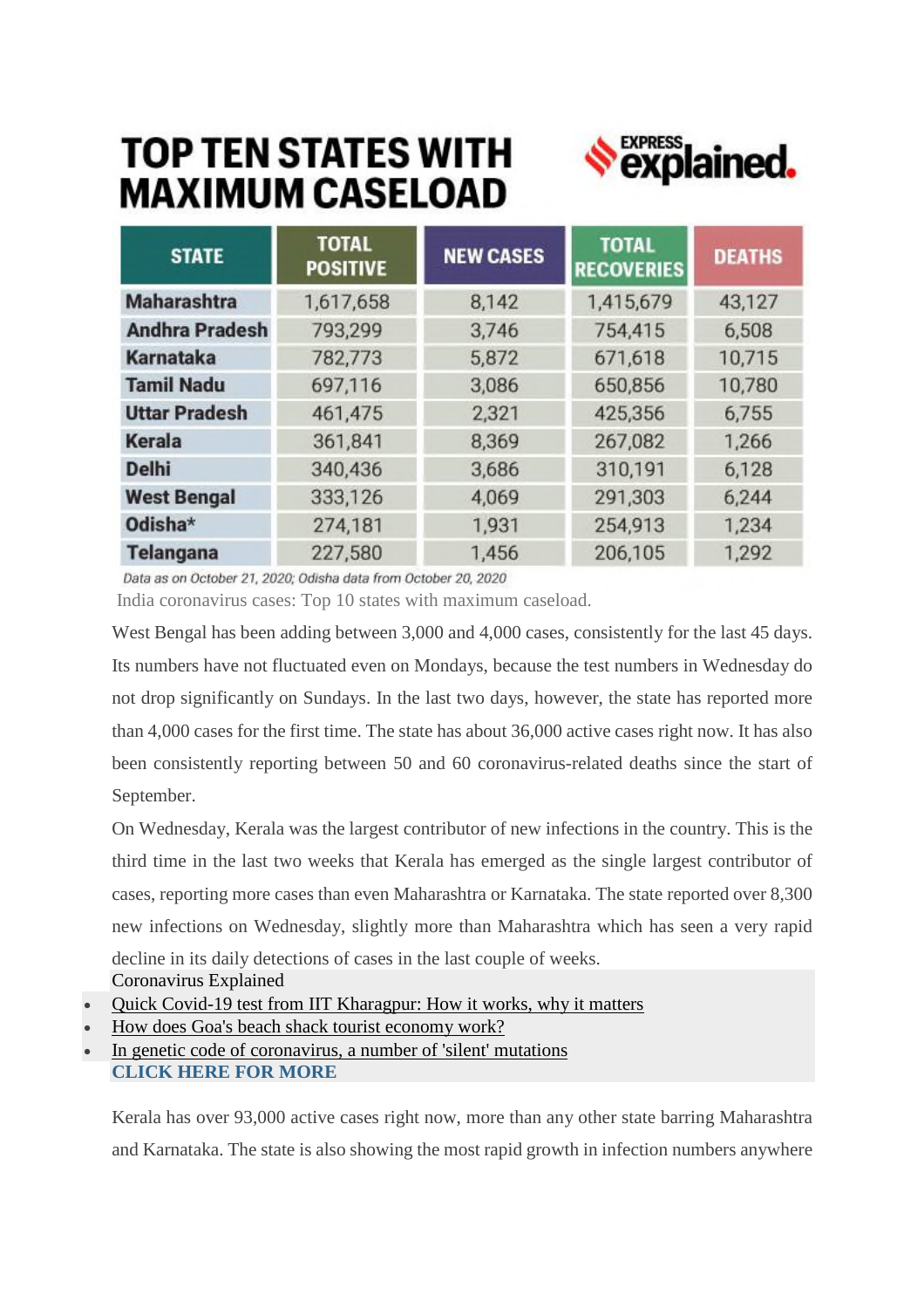## TOP TEN STATES WITH MAXIMUM CASELOAD

EXPRESS explained.

| STATE | TOTAL POSITIVE | NEW CASES | TOTAL RECOVERIES | DEATHS |
|---|---|---|---|---|
| Maharashtra | 1,617,658 | 8,142 | 1,415,679 | 43,127 |
| Andhra Pradesh | 793,299 | 3,746 | 754,415 | 6,508 |
| Karnataka | 782,773 | 5,872 | 671,618 | 10,715 |
| Tamil Nadu | 697,116 | 3,086 | 650,856 | 10,780 |
| Uttar Pradesh | 461,475 | 2,321 | 425,356 | 6,755 |
| Kerala | 361,841 | 8,369 | 267,082 | 1,266 |
| Delhi | 340,436 | 3,686 | 310,191 | 6,128 |
| West Bengal | 333,126 | 4,069 | 291,303 | 6,244 |
| Odisha* | 274,181 | 1,931 | 254,913 | 1,234 |
| Telangana | 227,580 | 1,456 | 206,105 | 1,292 |

*Data as on October 21, 2020; Odisha data from October 20, 2020*

India coronavirus cases: Top 10 states with maximum caseload.

West Bengal has been adding between 3,000 and 4,000 cases, consistently for the last 45 days. Its numbers have not fluctuated even on Mondays, because the test numbers in Wednesday do not drop significantly on Sundays. In the last two days, however, the state has reported more than 4,000 cases for the first time. The state has about 36,000 active cases right now. It has also been consistently reporting between 50 and 60 coronavirus-related deaths since the start of September.

On Wednesday, Kerala was the largest contributor of new infections in the country. This is the third time in the last two weeks that Kerala has emerged as the single largest contributor of cases, reporting more cases than even Maharashtra or Karnataka. The state reported over 8,300 new infections on Wednesday, slightly more than Maharashtra which has seen a very rapid decline in its daily detections of cases in the last couple of weeks.

Coronavirus Explained

- Quick Covid-19 test from IIT Kharagpur: How it works, why it matters
- How does Goa's beach shack tourist economy work?
- In genetic code of coronavirus, a number of 'silent' mutations

**CLICK HERE FOR MORE**

Kerala has over 93,000 active cases right now, more than any other state barring Maharashtra and Karnataka. The state is also showing the most rapid growth in infection numbers anywhere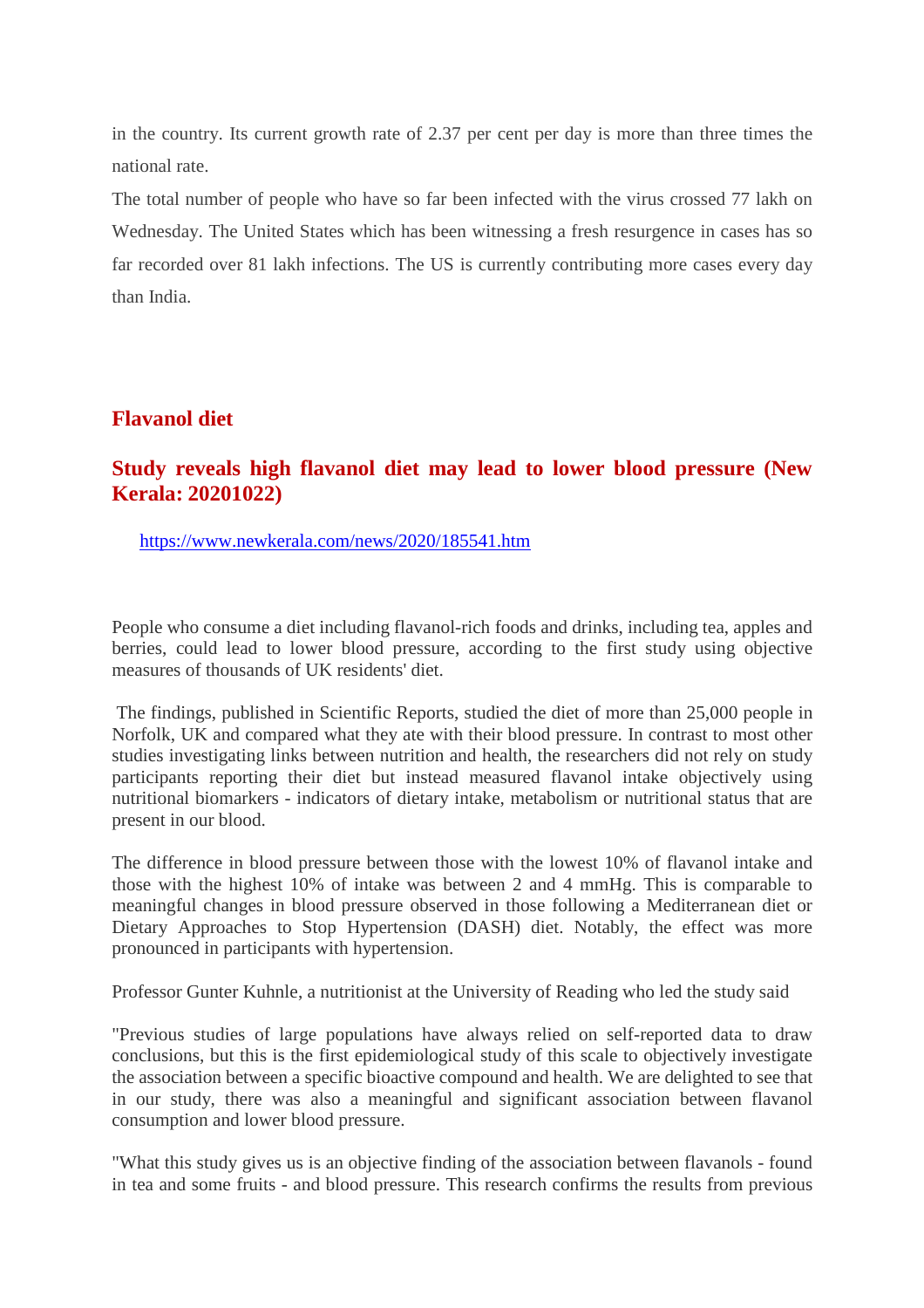in the country. Its current growth rate of 2.37 per cent per day is more than three times the national rate.

The total number of people who have so far been infected with the virus crossed 77 lakh on Wednesday. The United States which has been witnessing a fresh resurgence in cases has so far recorded over 81 lakh infections. The US is currently contributing more cases every day than India.

## Flavanol diet

### Study reveals high flavanol diet may lead to lower blood pressure (New Kerala: 20201022)

https://www.newkerala.com/news/2020/185541.htm

People who consume a diet including flavanol-rich foods and drinks, including tea, apples and berries, could lead to lower blood pressure, according to the first study using objective measures of thousands of UK residents' diet.

The findings, published in Scientific Reports, studied the diet of more than 25,000 people in Norfolk, UK and compared what they ate with their blood pressure. In contrast to most other studies investigating links between nutrition and health, the researchers did not rely on study participants reporting their diet but instead measured flavanol intake objectively using nutritional biomarkers - indicators of dietary intake, metabolism or nutritional status that are present in our blood.

The difference in blood pressure between those with the lowest 10% of flavanol intake and those with the highest 10% of intake was between 2 and 4 mmHg. This is comparable to meaningful changes in blood pressure observed in those following a Mediterranean diet or Dietary Approaches to Stop Hypertension (DASH) diet. Notably, the effect was more pronounced in participants with hypertension.

Professor Gunter Kuhnle, a nutritionist at the University of Reading who led the study said

"Previous studies of large populations have always relied on self-reported data to draw conclusions, but this is the first epidemiological study of this scale to objectively investigate the association between a specific bioactive compound and health. We are delighted to see that in our study, there was also a meaningful and significant association between flavanol consumption and lower blood pressure.

"What this study gives us is an objective finding of the association between flavanols - found in tea and some fruits - and blood pressure. This research confirms the results from previous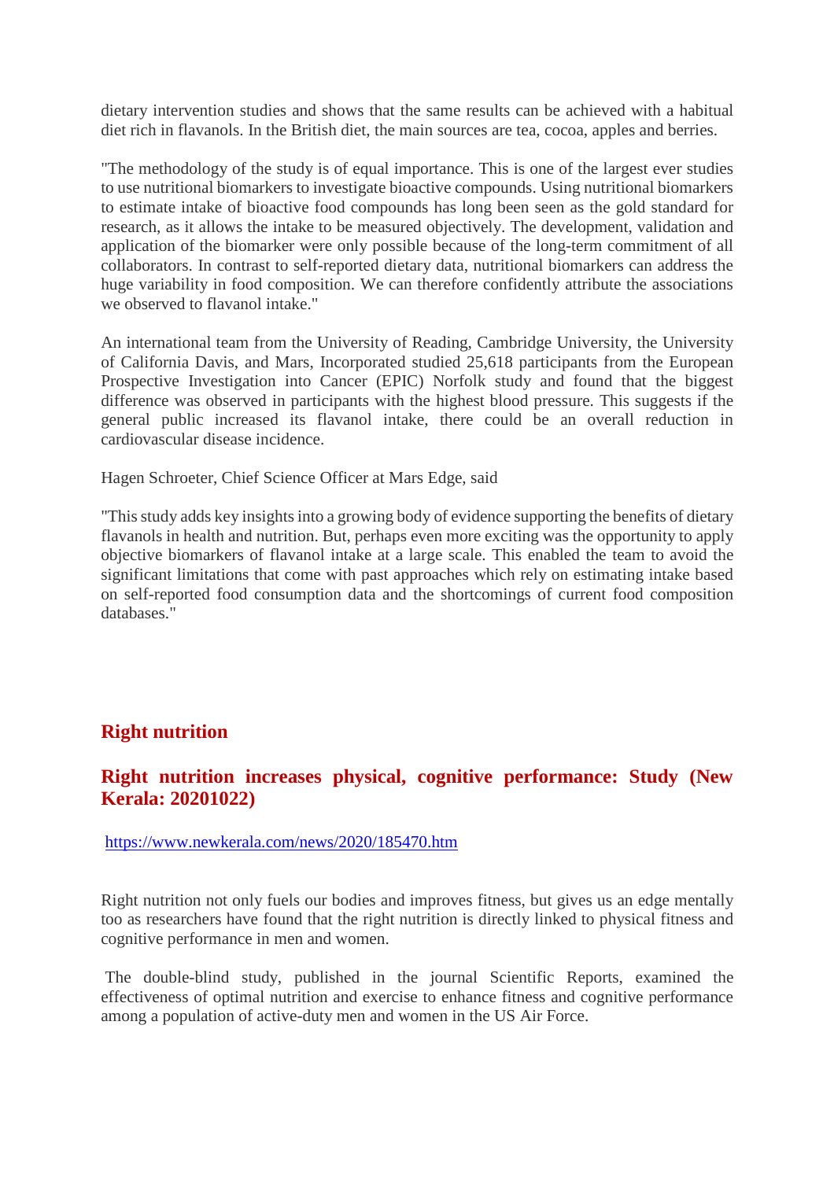dietary intervention studies and shows that the same results can be achieved with a habitual diet rich in flavanols. In the British diet, the main sources are tea, cocoa, apples and berries.

"The methodology of the study is of equal importance. This is one of the largest ever studies to use nutritional biomarkers to investigate bioactive compounds. Using nutritional biomarkers to estimate intake of bioactive food compounds has long been seen as the gold standard for research, as it allows the intake to be measured objectively. The development, validation and application of the biomarker were only possible because of the long-term commitment of all collaborators. In contrast to self-reported dietary data, nutritional biomarkers can address the huge variability in food composition. We can therefore confidently attribute the associations we observed to flavanol intake."

An international team from the University of Reading, Cambridge University, the University of California Davis, and Mars, Incorporated studied 25,618 participants from the European Prospective Investigation into Cancer (EPIC) Norfolk study and found that the biggest difference was observed in participants with the highest blood pressure. This suggests if the general public increased its flavanol intake, there could be an overall reduction in cardiovascular disease incidence.

Hagen Schroeter, Chief Science Officer at Mars Edge, said

"This study adds key insights into a growing body of evidence supporting the benefits of dietary flavanols in health and nutrition. But, perhaps even more exciting was the opportunity to apply objective biomarkers of flavanol intake at a large scale. This enabled the team to avoid the significant limitations that come with past approaches which rely on estimating intake based on self-reported food consumption data and the shortcomings of current food composition databases."

## Right nutrition

### Right nutrition increases physical, cognitive performance: Study (New Kerala: 20201022)

https://www.newkerala.com/news/2020/185470.htm

Right nutrition not only fuels our bodies and improves fitness, but gives us an edge mentally too as researchers have found that the right nutrition is directly linked to physical fitness and cognitive performance in men and women.

The double-blind study, published in the journal Scientific Reports, examined the effectiveness of optimal nutrition and exercise to enhance fitness and cognitive performance among a population of active-duty men and women in the US Air Force.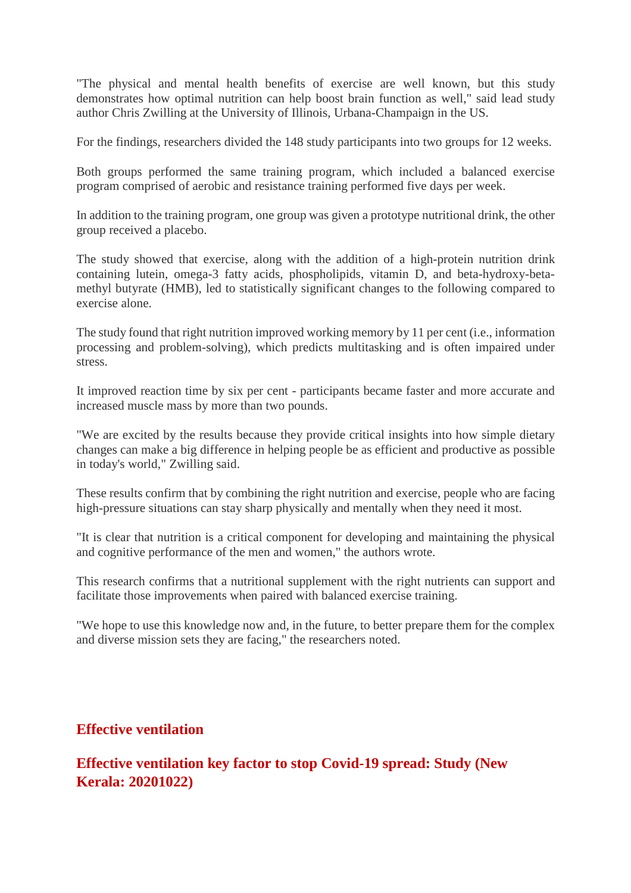"The physical and mental health benefits of exercise are well known, but this study demonstrates how optimal nutrition can help boost brain function as well," said lead study author Chris Zwilling at the University of Illinois, Urbana-Champaign in the US.

For the findings, researchers divided the 148 study participants into two groups for 12 weeks.

Both groups performed the same training program, which included a balanced exercise program comprised of aerobic and resistance training performed five days per week.

In addition to the training program, one group was given a prototype nutritional drink, the other group received a placebo.

The study showed that exercise, along with the addition of a high-protein nutrition drink containing lutein, omega-3 fatty acids, phospholipids, vitamin D, and beta-hydroxy-beta-methyl butyrate (HMB), led to statistically significant changes to the following compared to exercise alone.

The study found that right nutrition improved working memory by 11 per cent (i.e., information processing and problem-solving), which predicts multitasking and is often impaired under stress.

It improved reaction time by six per cent - participants became faster and more accurate and increased muscle mass by more than two pounds.

"We are excited by the results because they provide critical insights into how simple dietary changes can make a big difference in helping people be as efficient and productive as possible in today's world," Zwilling said.

These results confirm that by combining the right nutrition and exercise, people who are facing high-pressure situations can stay sharp physically and mentally when they need it most.

"It is clear that nutrition is a critical component for developing and maintaining the physical and cognitive performance of the men and women," the authors wrote.

This research confirms that a nutritional supplement with the right nutrients can support and facilitate those improvements when paired with balanced exercise training.

"We hope to use this knowledge now and, in the future, to better prepare them for the complex and diverse mission sets they are facing," the researchers noted.

## Effective ventilation

## Effective ventilation key factor to stop Covid-19 spread: Study (New Kerala: 20201022)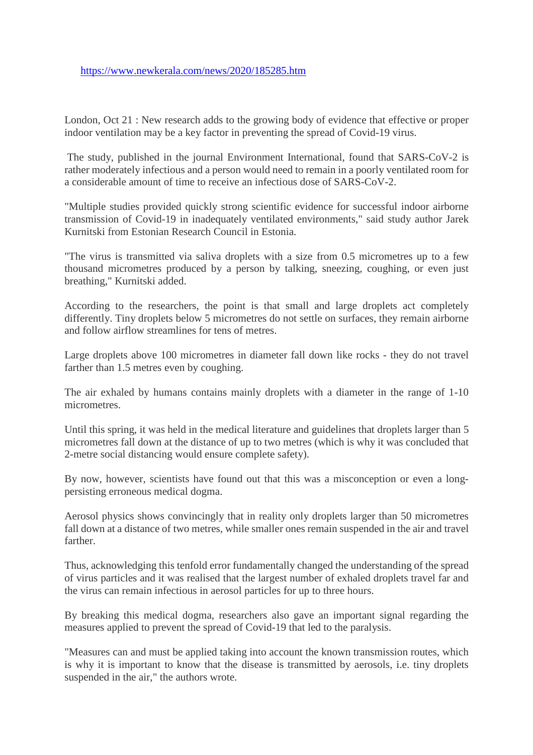https://www.newkerala.com/news/2020/185285.htm

London, Oct 21 : New research adds to the growing body of evidence that effective or proper indoor ventilation may be a key factor in preventing the spread of Covid-19 virus.

The study, published in the journal Environment International, found that SARS-CoV-2 is rather moderately infectious and a person would need to remain in a poorly ventilated room for a considerable amount of time to receive an infectious dose of SARS-CoV-2.

"Multiple studies provided quickly strong scientific evidence for successful indoor airborne transmission of Covid-19 in inadequately ventilated environments," said study author Jarek Kurnitski from Estonian Research Council in Estonia.

"The virus is transmitted via saliva droplets with a size from 0.5 micrometres up to a few thousand micrometres produced by a person by talking, sneezing, coughing, or even just breathing," Kurnitski added.

According to the researchers, the point is that small and large droplets act completely differently. Tiny droplets below 5 micrometres do not settle on surfaces, they remain airborne and follow airflow streamlines for tens of metres.

Large droplets above 100 micrometres in diameter fall down like rocks - they do not travel farther than 1.5 metres even by coughing.

The air exhaled by humans contains mainly droplets with a diameter in the range of 1-10 micrometres.

Until this spring, it was held in the medical literature and guidelines that droplets larger than 5 micrometres fall down at the distance of up to two metres (which is why it was concluded that 2-metre social distancing would ensure complete safety).

By now, however, scientists have found out that this was a misconception or even a long-persisting erroneous medical dogma.

Aerosol physics shows convincingly that in reality only droplets larger than 50 micrometres fall down at a distance of two metres, while smaller ones remain suspended in the air and travel farther.

Thus, acknowledging this tenfold error fundamentally changed the understanding of the spread of virus particles and it was realised that the largest number of exhaled droplets travel far and the virus can remain infectious in aerosol particles for up to three hours.

By breaking this medical dogma, researchers also gave an important signal regarding the measures applied to prevent the spread of Covid-19 that led to the paralysis.

"Measures can and must be applied taking into account the known transmission routes, which is why it is important to know that the disease is transmitted by aerosols, i.e. tiny droplets suspended in the air," the authors wrote.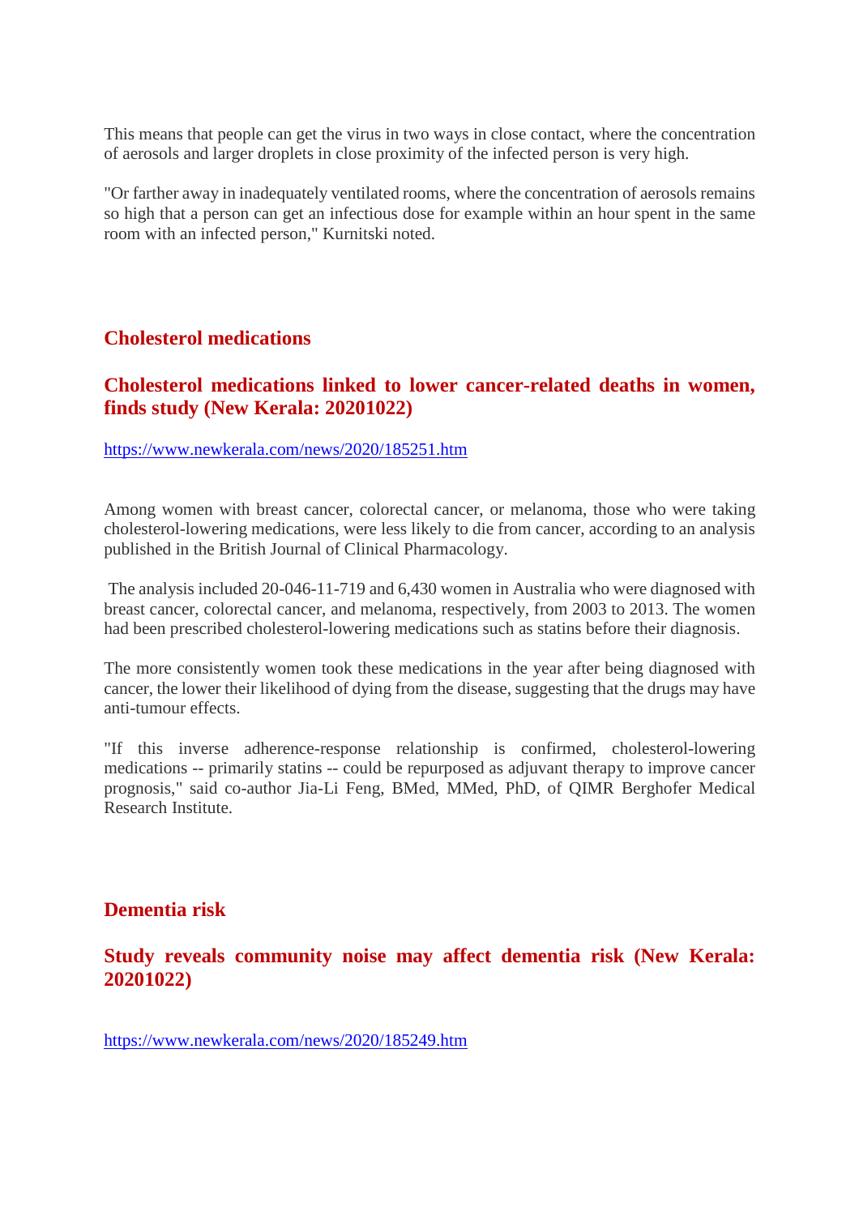This means that people can get the virus in two ways in close contact, where the concentration of aerosols and larger droplets in close proximity of the infected person is very high.

"Or farther away in inadequately ventilated rooms, where the concentration of aerosols remains so high that a person can get an infectious dose for example within an hour spent in the same room with an infected person," Kurnitski noted.

## Cholesterol medications

### Cholesterol medications linked to lower cancer-related deaths in women, finds study (New Kerala: 20201022)

https://www.newkerala.com/news/2020/185251.htm

Among women with breast cancer, colorectal cancer, or melanoma, those who were taking cholesterol-lowering medications, were less likely to die from cancer, according to an analysis published in the British Journal of Clinical Pharmacology.

The analysis included 20-046-11-719 and 6,430 women in Australia who were diagnosed with breast cancer, colorectal cancer, and melanoma, respectively, from 2003 to 2013. The women had been prescribed cholesterol-lowering medications such as statins before their diagnosis.

The more consistently women took these medications in the year after being diagnosed with cancer, the lower their likelihood of dying from the disease, suggesting that the drugs may have anti-tumour effects.

"If this inverse adherence-response relationship is confirmed, cholesterol-lowering medications -- primarily statins -- could be repurposed as adjuvant therapy to improve cancer prognosis," said co-author Jia-Li Feng, BMed, MMed, PhD, of QIMR Berghofer Medical Research Institute.

## Dementia risk

### Study reveals community noise may affect dementia risk (New Kerala: 20201022)

https://www.newkerala.com/news/2020/185249.htm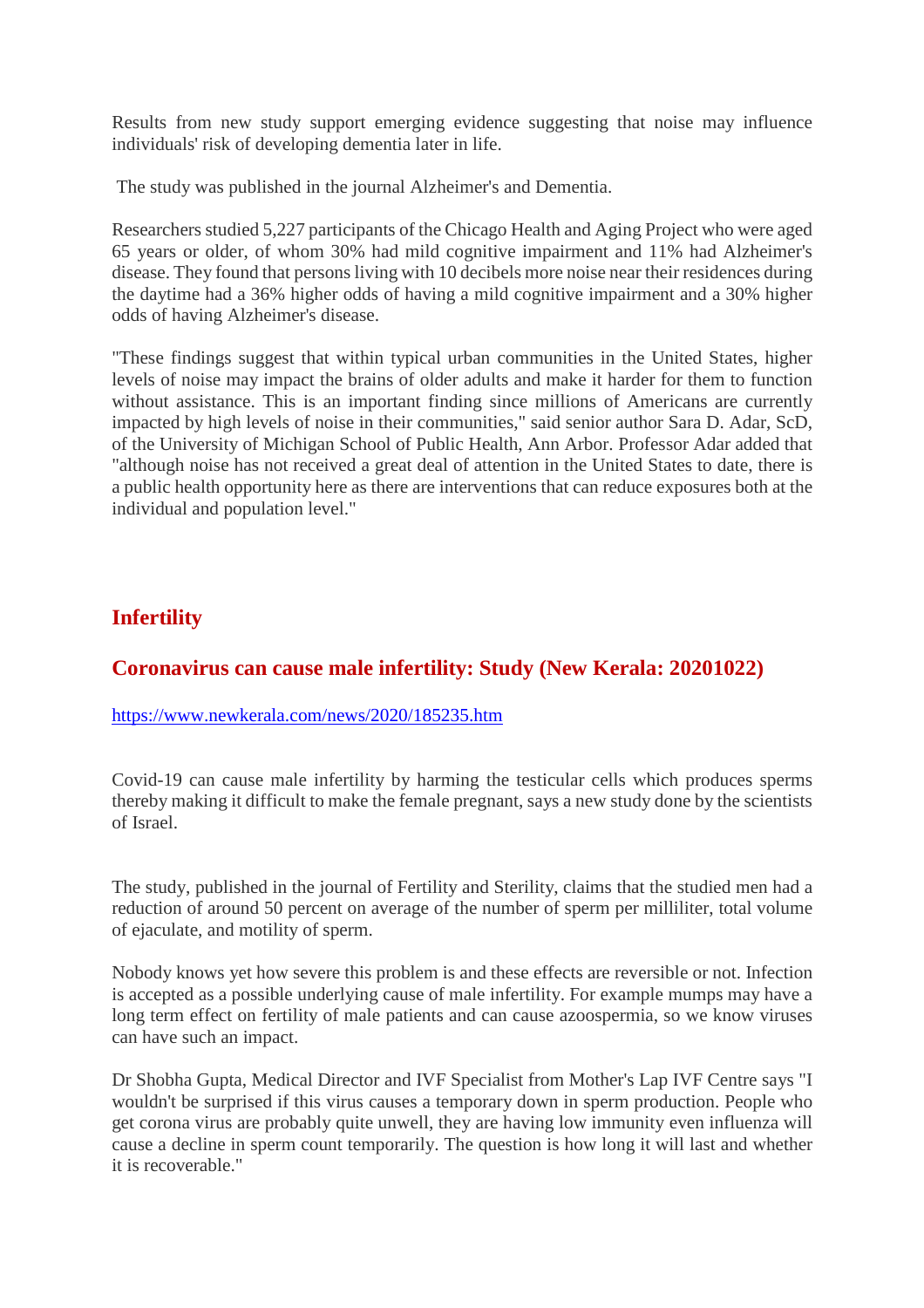Results from new study support emerging evidence suggesting that noise may influence individuals' risk of developing dementia later in life.

The study was published in the journal Alzheimer's and Dementia.

Researchers studied 5,227 participants of the Chicago Health and Aging Project who were aged 65 years or older, of whom 30% had mild cognitive impairment and 11% had Alzheimer's disease. They found that persons living with 10 decibels more noise near their residences during the daytime had a 36% higher odds of having a mild cognitive impairment and a 30% higher odds of having Alzheimer's disease.

"These findings suggest that within typical urban communities in the United States, higher levels of noise may impact the brains of older adults and make it harder for them to function without assistance. This is an important finding since millions of Americans are currently impacted by high levels of noise in their communities," said senior author Sara D. Adar, ScD, of the University of Michigan School of Public Health, Ann Arbor. Professor Adar added that "although noise has not received a great deal of attention in the United States to date, there is a public health opportunity here as there are interventions that can reduce exposures both at the individual and population level."

## Infertility

### Coronavirus can cause male infertility: Study (New Kerala: 20201022)

https://www.newkerala.com/news/2020/185235.htm

Covid-19 can cause male infertility by harming the testicular cells which produces sperms thereby making it difficult to make the female pregnant, says a new study done by the scientists of Israel.

The study, published in the journal of Fertility and Sterility, claims that the studied men had a reduction of around 50 percent on average of the number of sperm per milliliter, total volume of ejaculate, and motility of sperm.

Nobody knows yet how severe this problem is and these effects are reversible or not. Infection is accepted as a possible underlying cause of male infertility. For example mumps may have a long term effect on fertility of male patients and can cause azoospermia, so we know viruses can have such an impact.

Dr Shobha Gupta, Medical Director and IVF Specialist from Mother's Lap IVF Centre says "I wouldn't be surprised if this virus causes a temporary down in sperm production. People who get corona virus are probably quite unwell, they are having low immunity even influenza will cause a decline in sperm count temporarily. The question is how long it will last and whether it is recoverable."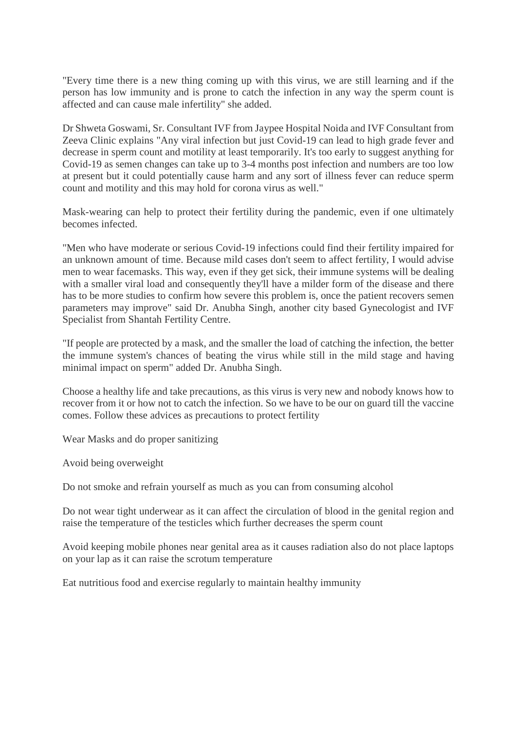"Every time there is a new thing coming up with this virus, we are still learning and if the person has low immunity and is prone to catch the infection in any way the sperm count is affected and can cause male infertility" she added.

Dr Shweta Goswami, Sr. Consultant IVF from Jaypee Hospital Noida and IVF Consultant from Zeeva Clinic explains "Any viral infection but just Covid-19 can lead to high grade fever and decrease in sperm count and motility at least temporarily. It's too early to suggest anything for Covid-19 as semen changes can take up to 3-4 months post infection and numbers are too low at present but it could potentially cause harm and any sort of illness fever can reduce sperm count and motility and this may hold for corona virus as well."

Mask-wearing can help to protect their fertility during the pandemic, even if one ultimately becomes infected.

"Men who have moderate or serious Covid-19 infections could find their fertility impaired for an unknown amount of time. Because mild cases don't seem to affect fertility, I would advise men to wear facemasks. This way, even if they get sick, their immune systems will be dealing with a smaller viral load and consequently they'll have a milder form of the disease and there has to be more studies to confirm how severe this problem is, once the patient recovers semen parameters may improve" said Dr. Anubha Singh, another city based Gynecologist and IVF Specialist from Shantah Fertility Centre.

"If people are protected by a mask, and the smaller the load of catching the infection, the better the immune system's chances of beating the virus while still in the mild stage and having minimal impact on sperm" added Dr. Anubha Singh.

Choose a healthy life and take precautions, as this virus is very new and nobody knows how to recover from it or how not to catch the infection. So we have to be our on guard till the vaccine comes. Follow these advices as precautions to protect fertility

Wear Masks and do proper sanitizing

Avoid being overweight

Do not smoke and refrain yourself as much as you can from consuming alcohol

Do not wear tight underwear as it can affect the circulation of blood in the genital region and raise the temperature of the testicles which further decreases the sperm count

Avoid keeping mobile phones near genital area as it causes radiation also do not place laptops on your lap as it can raise the scrotum temperature

Eat nutritious food and exercise regularly to maintain healthy immunity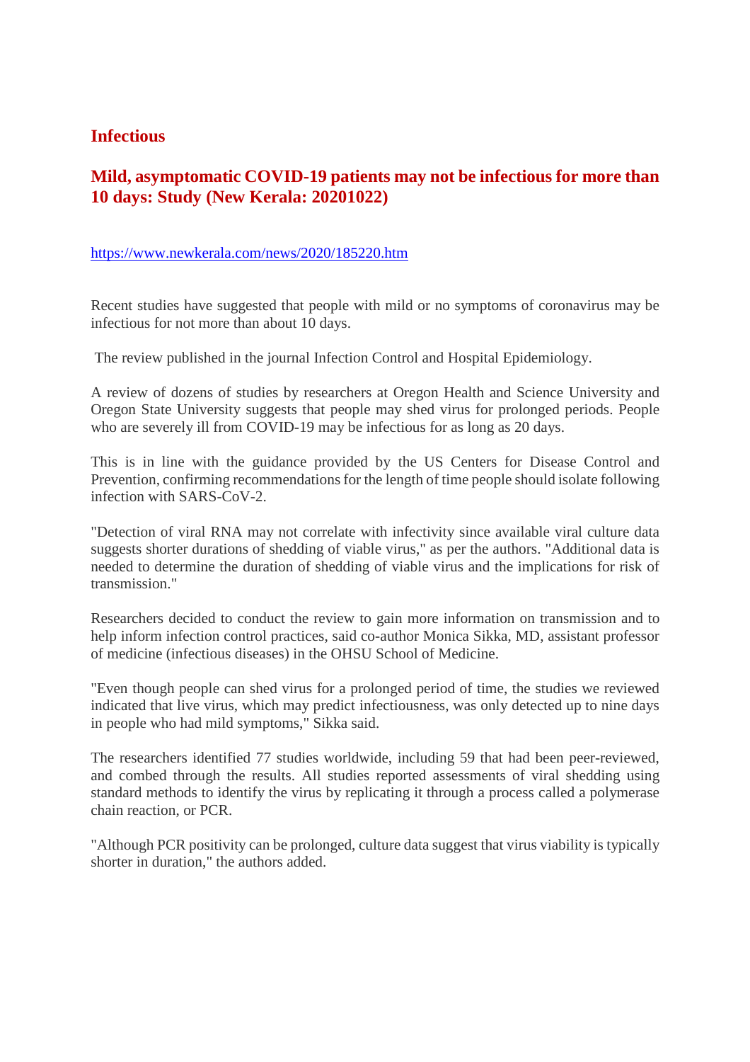## Infectious

### Mild, asymptomatic COVID-19 patients may not be infectious for more than 10 days: Study (New Kerala: 20201022)

https://www.newkerala.com/news/2020/185220.htm

Recent studies have suggested that people with mild or no symptoms of coronavirus may be infectious for not more than about 10 days.

The review published in the journal Infection Control and Hospital Epidemiology.

A review of dozens of studies by researchers at Oregon Health and Science University and Oregon State University suggests that people may shed virus for prolonged periods. People who are severely ill from COVID-19 may be infectious for as long as 20 days.

This is in line with the guidance provided by the US Centers for Disease Control and Prevention, confirming recommendations for the length of time people should isolate following infection with SARS-CoV-2.

"Detection of viral RNA may not correlate with infectivity since available viral culture data suggests shorter durations of shedding of viable virus," as per the authors. "Additional data is needed to determine the duration of shedding of viable virus and the implications for risk of transmission."

Researchers decided to conduct the review to gain more information on transmission and to help inform infection control practices, said co-author Monica Sikka, MD, assistant professor of medicine (infectious diseases) in the OHSU School of Medicine.

"Even though people can shed virus for a prolonged period of time, the studies we reviewed indicated that live virus, which may predict infectiousness, was only detected up to nine days in people who had mild symptoms," Sikka said.

The researchers identified 77 studies worldwide, including 59 that had been peer-reviewed, and combed through the results. All studies reported assessments of viral shedding using standard methods to identify the virus by replicating it through a process called a polymerase chain reaction, or PCR.

"Although PCR positivity can be prolonged, culture data suggest that virus viability is typically shorter in duration," the authors added.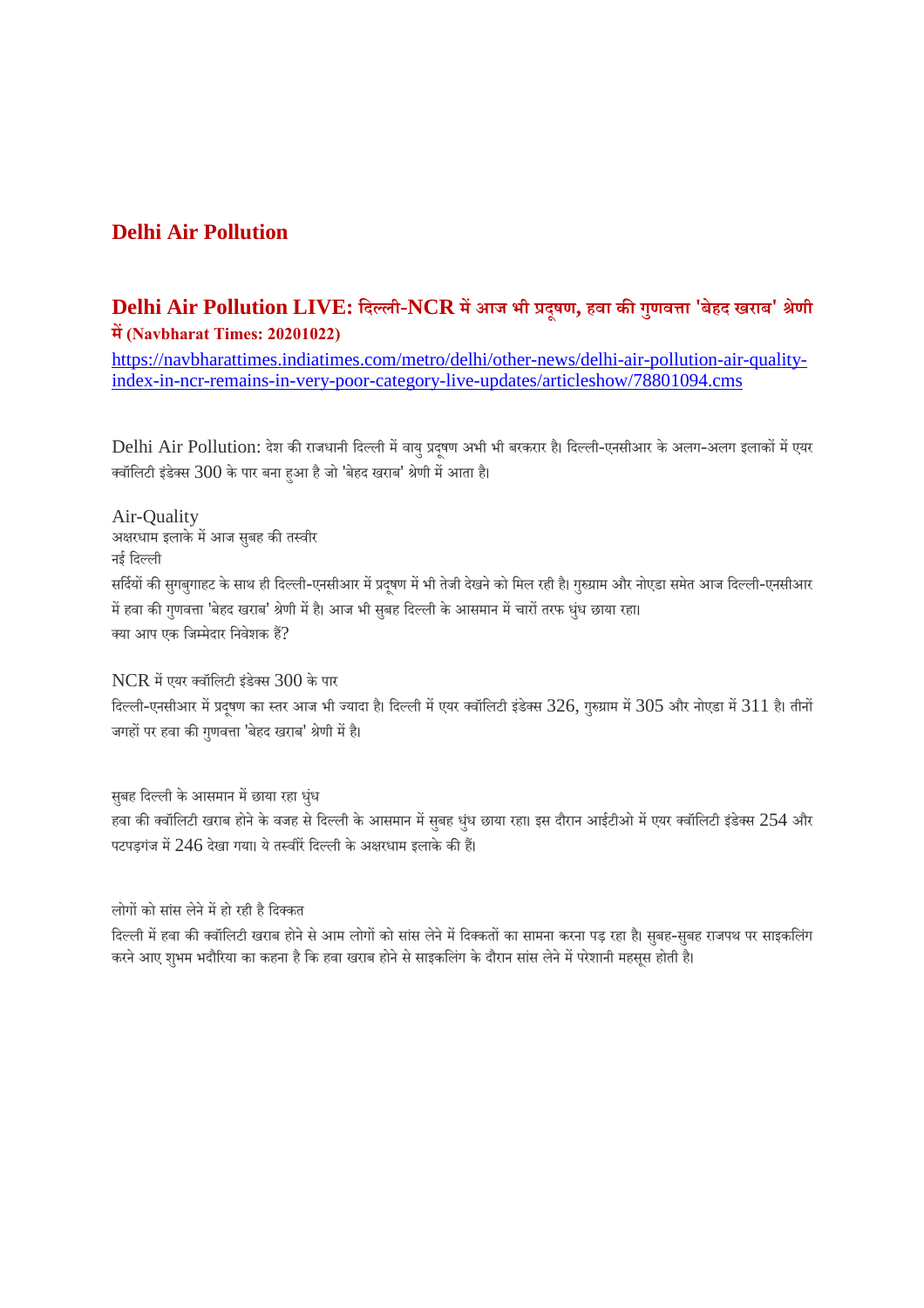## Delhi Air Pollution

### Delhi Air Pollution LIVE: दिल्ली-NCR में आज भी प्रदूषण, हवा की गुणवत्ता 'बेहद खराब' श्रेणी में (Navbharat Times: 20201022)

https://navbharattimes.indiatimes.com/metro/delhi/other-news/delhi-air-pollution-air-quality-index-in-ncr-remains-in-very-poor-category-live-updates/articleshow/78801094.cms

Delhi Air Pollution: देश की राजधानी दिल्ली में वायु प्रदूषण अभी भी बरकरार है। दिल्ली-एनसीआर के अलग-अलग इलाकों में एयर क्वॉलिटी इंडेक्स 300 के पार बना हुआ है जो 'बेहद खराब' श्रेणी में आता है।

Air-Quality
अक्षरधाम इलाके में आज सुबह की तस्वीर
नई दिल्ली
सर्दियों की सुगबुगाहट के साथ ही दिल्ली-एनसीआर में प्रदूषण में भी तेजी देखने को मिल रही है। गुरुग्राम और नोएडा समेत आज दिल्ली-एनसीआर में हवा की गुणवत्ता 'बेहद खराब' श्रेणी में है। आज भी सुबह दिल्ली के आसमान में चारों तरफ धुंध छाया रहा।
क्या आप एक जिम्मेदार निवेशक हैं?

NCR में एयर क्वॉलिटी इंडेक्स 300 के पार
दिल्ली-एनसीआर में प्रदूषण का स्तर आज भी ज्यादा है। दिल्ली में एयर क्वॉलिटी इंडेक्स 326, गुरुग्राम में 305 और नोएडा में 311 है। तीनों जगहों पर हवा की गुणवत्ता 'बेहद खराब' श्रेणी में है।

सुबह दिल्ली के आसमान में छाया रहा धुंध
हवा की क्वॉलिटी खराब होने के वजह से दिल्ली के आसमान में सुबह धुंध छाया रहा। इस दौरान आईटीओ में एयर क्वॉलिटी इंडेक्स 254 और पटपड़गंज में 246 देखा गया। ये तस्वीरें दिल्ली के अक्षरधाम इलाके की हैं।

लोगों को सांस लेने में हो रही है दिक्कत
दिल्ली में हवा की क्वॉलिटी खराब होने से आम लोगों को सांस लेने में दिक्कतों का सामना करना पड़ रहा है। सुबह-सुबह राजपथ पर साइकलिंग करने आए शुभम भदौरिया का कहना है कि हवा खराब होने से साइकलिंग के दौरान सांस लेने में परेशानी महसूस होती है।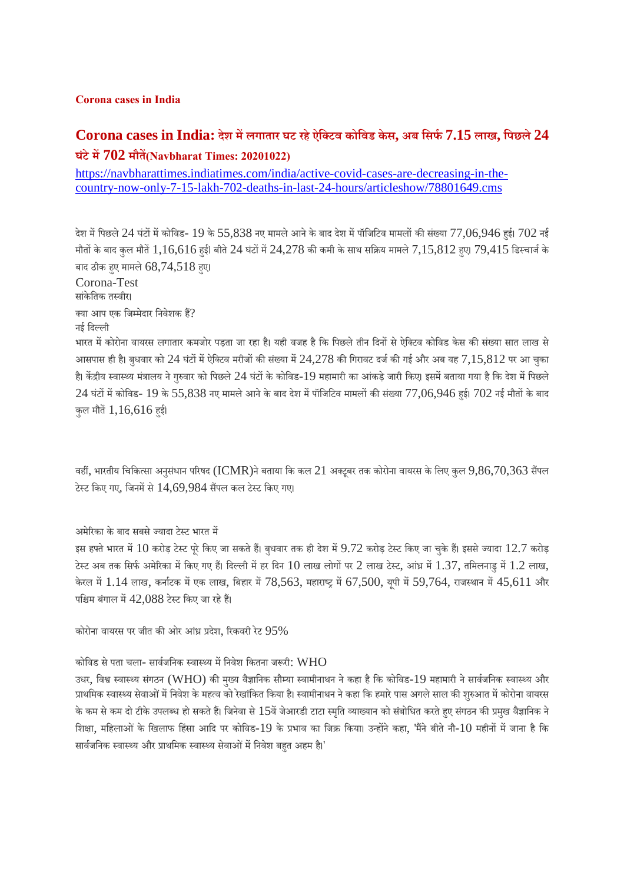**Corona cases in India**

## Corona cases in India: देश में लगातार घट रहे ऐक्टिव कोविड केस, अब सिर्फ 7.15 लाख, पिछले 24 घंटे में 702 मौतें(Navbharat Times: 20201022)

https://navbharattimes.indiatimes.com/india/active-covid-cases-are-decreasing-in-the-country-now-only-7-15-lakh-702-deaths-in-last-24-hours/articleshow/78801649.cms

देश में पिछले 24 घंटों में कोविड- 19 के 55,838 नए मामले आने के बाद देश में पॉजिटिव मामलों की संख्या 77,06,946 हुई। 702 नई मौतों के बाद कुल मौतें 1,16,616 हुई। बीते 24 घंटों में 24,278 की कमी के साथ सक्रिय मामले 7,15,812 हुए। 79,415 डिस्चार्ज के बाद ठीक हुए मामले 68,74,518 हुए।

Corona-Test
सांकेतिक तस्वीर।

क्या आप एक जिम्मेदार निवेशक हैं?

नई दिल्ली

भारत में कोरोना वायरस लगातार कमजोर पड़ता जा रहा है। यही वजह है कि पिछले तीन दिनों से ऐक्टिव कोविड केस की संख्या सात लाख से आसपास ही है। बुधवार को 24 घंटों में ऐक्टिव मरीजों की संख्या में 24,278 की गिरावट दर्ज की गई और अब यह 7,15,812 पर आ चुका है। केंद्रीय स्वास्थ्य मंत्रालय ने गुरुवार को पिछले 24 घंटों के कोविड-19 महामारी का आंकड़े जारी किए। इसमें बताया गया है कि देश में पिछले 24 घंटों में कोविड- 19 के 55,838 नए मामले आने के बाद देश में पॉजिटिव मामलों की संख्या 77,06,946 हुई। 702 नई मौतों के बाद कुल मौतें 1,16,616 हुई।

वहीं, भारतीय चिकित्सा अनुसंधान परिषद (ICMR)ने बताया कि कल 21 अक्टूबर तक कोरोना वायरस के लिए कुल 9,86,70,363 सैंपल टेस्ट किए गए, जिनमें से 14,69,984 सैंपल कल टेस्ट किए गए।

अमेरिका के बाद सबसे ज्यादा टेस्ट भारत में

इस हफ्ते भारत में 10 करोड़ टेस्ट पूरे किए जा सकते हैं। बुधवार तक ही देश में 9.72 करोड़ टेस्ट किए जा चुके हैं। इससे ज्यादा 12.7 करोड़ टेस्ट अब तक सिर्फ अमेरिका में किए गए हैं। दिल्ली में हर दिन 10 लाख लोगों पर 2 लाख टेस्ट, आंध्र में 1.37, तमिलनाडु में 1.2 लाख, केरल में 1.14 लाख, कर्नाटक में एक लाख, बिहार में 78,563, महाराष्ट्र में 67,500, यूपी में 59,764, राजस्थान में 45,611 और पश्चिम बंगाल में 42,088 टेस्ट किए जा रहे हैं।

कोरोना वायरस पर जीत की ओर आंध्र प्रदेश, रिकवरी रेट 95%

कोविड से पता चला- सार्वजनिक स्वास्थ्य में निवेश कितना जरूरी: WHO

उधर, विश्व स्वास्थ्य संगठन (WHO) की मुख्य वैज्ञानिक सौम्या स्वामीनाथन ने कहा है कि कोविड-19 महामारी ने सार्वजनिक स्वास्थ्य और प्राथमिक स्वास्थ्य सेवाओं में निवेश के महत्व को रेखांकित किया है। स्वामीनाथन ने कहा कि हमारे पास अगले साल की शुरुआत में कोरोना वायरस के कम से कम दो टीके उपलब्ध हो सकते हैं। जिनेवा से 15वें जेआरडी टाटा स्मृति व्याख्यान को संबोधित करते हुए संगठन की प्रमुख वैज्ञानिक ने शिक्षा, महिलाओं के खिलाफ हिंसा आदि पर कोविड-19 के प्रभाव का जिक्र किया। उन्होंने कहा, 'मैंने बीते नौ-10 महीनों में जाना है कि सार्वजनिक स्वास्थ्य और प्राथमिक स्वास्थ्य सेवाओं में निवेश बहुत अहम है।'